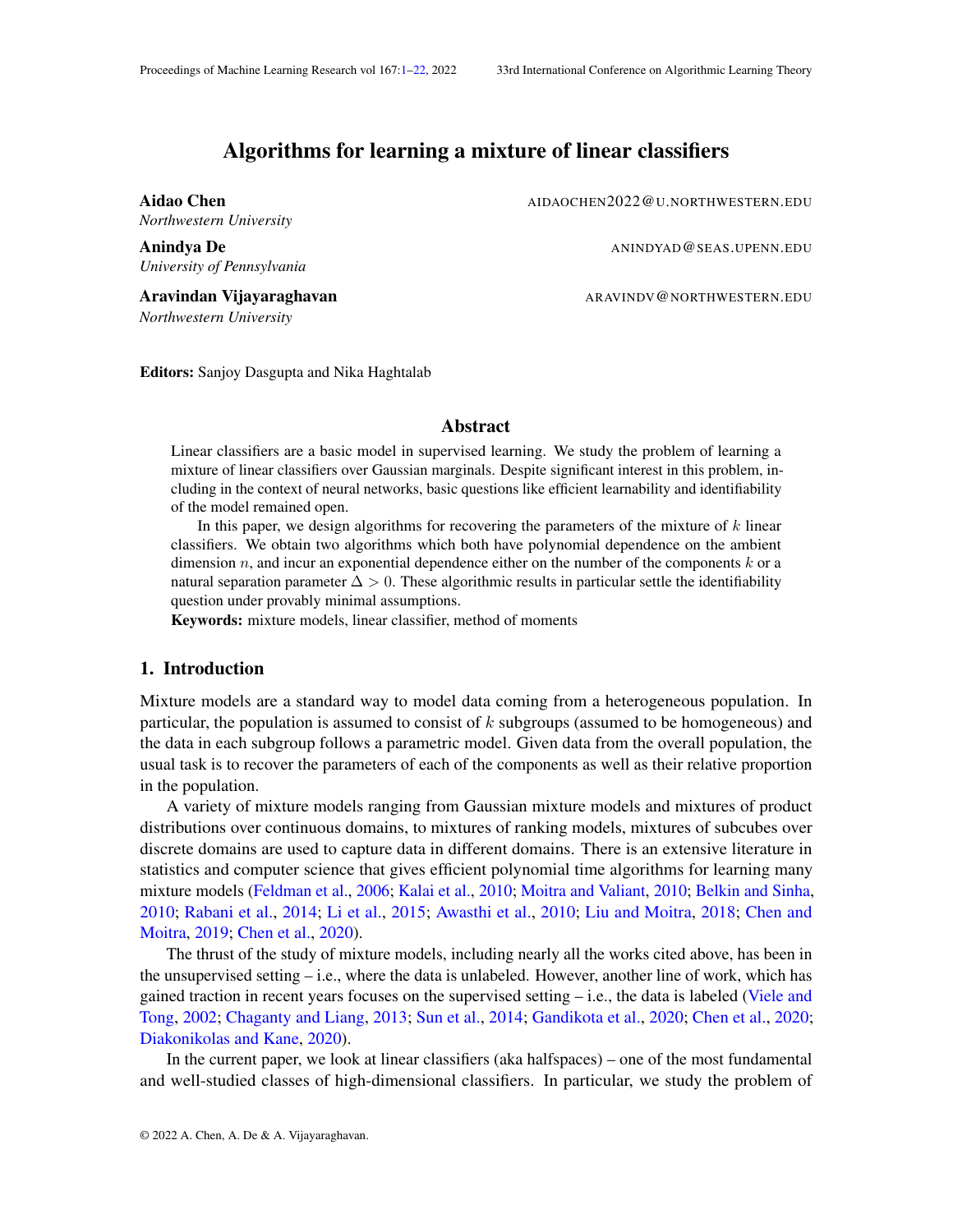# Algorithms for learning a mixture of linear classifiers

**Aidao Chen** AIDAOCHEN2022@U.NORTHWESTERN.EDU
*Northwestern University*

**Anindya De** ANINDYAD@SEAS.UPENN.EDU
*University of Pennsylvania*

**Aravindan Vijayaraghavan** ARAVINDV@NORTHWESTERN.EDU
*Northwestern University*

**Editors:** Sanjoy Dasgupta and Nika Haghtalab

## Abstract

Linear classifiers are a basic model in supervised learning. We study the problem of learning a mixture of linear classifiers over Gaussian marginals. Despite significant interest in this problem, including in the context of neural networks, basic questions like efficient learnability and identifiability of the model remained open.

In this paper, we design algorithms for recovering the parameters of the mixture of $k$ linear classifiers. We obtain two algorithms which both have polynomial dependence on the ambient dimension $n$, and incur an exponential dependence either on the number of the components $k$ or a natural separation parameter $\Delta > 0$. These algorithmic results in particular settle the identifiability question under provably minimal assumptions.

**Keywords:** mixture models, linear classifier, method of moments

## 1. Introduction

Mixture models are a standard way to model data coming from a heterogeneous population. In particular, the population is assumed to consist of $k$ subgroups (assumed to be homogeneous) and the data in each subgroup follows a parametric model. Given data from the overall population, the usual task is to recover the parameters of each of the components as well as their relative proportion in the population.

A variety of mixture models ranging from Gaussian mixture models and mixtures of product distributions over continuous domains, to mixtures of ranking models, mixtures of subcubes over discrete domains are used to capture data in different domains. There is an extensive literature in statistics and computer science that gives efficient polynomial time algorithms for learning many mixture models (Feldman et al., 2006; Kalai et al., 2010; Moitra and Valiant, 2010; Belkin and Sinha, 2010; Rabani et al., 2014; Li et al., 2015; Awasthi et al., 2010; Liu and Moitra, 2018; Chen and Moitra, 2019; Chen et al., 2020).

The thrust of the study of mixture models, including nearly all the works cited above, has been in the unsupervised setting – i.e., where the data is unlabeled. However, another line of work, which has gained traction in recent years focuses on the supervised setting – i.e., the data is labeled (Viele and Tong, 2002; Chaganty and Liang, 2013; Sun et al., 2014; Gandikota et al., 2020; Chen et al., 2020; Diakonikolas and Kane, 2020).

In the current paper, we look at linear classifiers (aka halfspaces) – one of the most fundamental and well-studied classes of high-dimensional classifiers. In particular, we study the problem of

© 2022 A. Chen, A. De & A. Vijayaraghavan.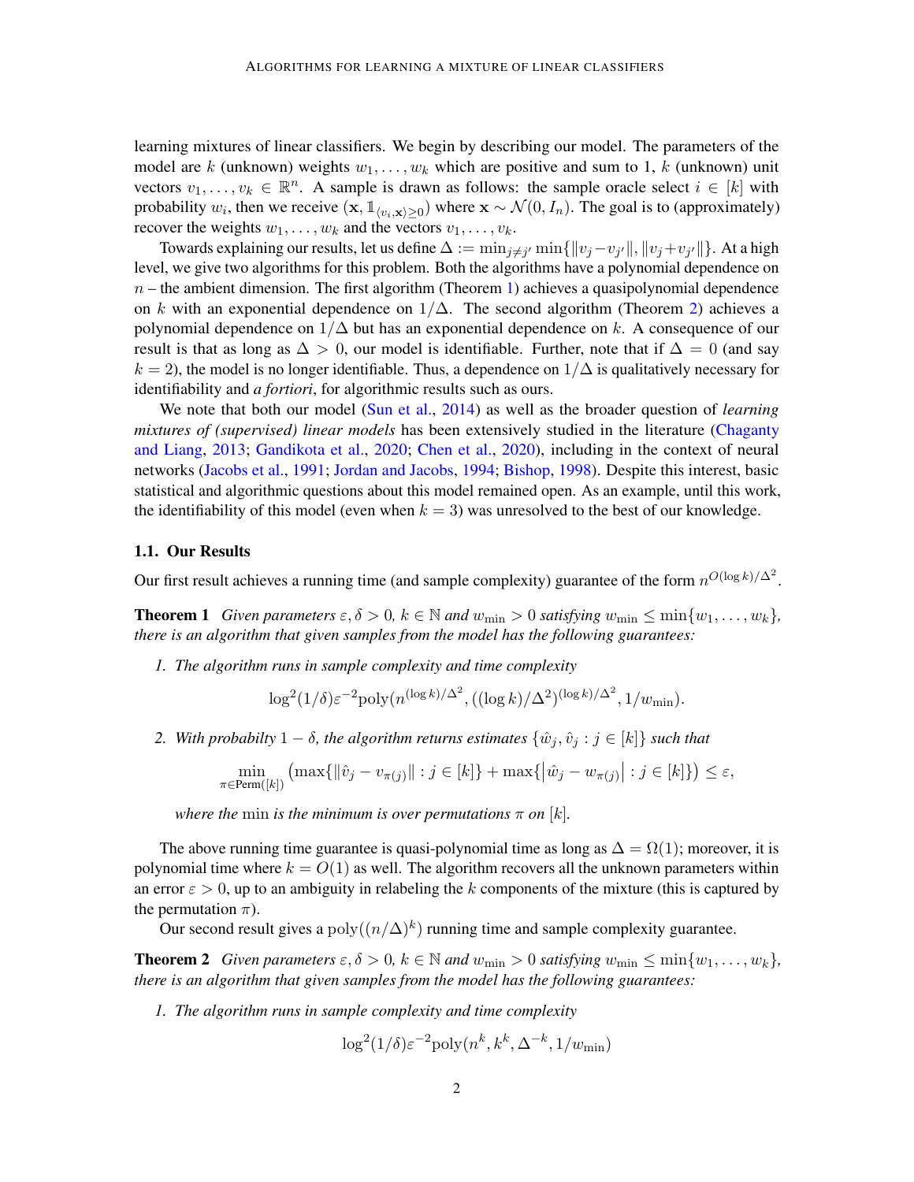learning mixtures of linear classifiers. We begin by describing our model. The parameters of the model are $k$ (unknown) weights $w_1, \ldots, w_k$ which are positive and sum to 1, $k$ (unknown) unit vectors $v_1, \ldots, v_k \in \mathbb{R}^n$. A sample is drawn as follows: the sample oracle select $i \in [k]$ with probability $w_i$, then we receive $(\mathbf{x}, \mathbb{1}_{\langle v_i, \mathbf{x} \rangle \geq 0})$ where $\mathbf{x} \sim \mathcal{N}(0, I_n)$. The goal is to (approximately) recover the weights $w_1, \ldots, w_k$ and the vectors $v_1, \ldots, v_k$.

Towards explaining our results, let us define $\Delta := \min_{j \neq j'} \min\{\|v_j - v_{j'}\|, \|v_j + v_{j'}\|\}$. At a high level, we give two algorithms for this problem. Both the algorithms have a polynomial dependence on $n$ – the ambient dimension. The first algorithm (Theorem 1) achieves a quasipolynomial dependence on $k$ with an exponential dependence on $1/\Delta$. The second algorithm (Theorem 2) achieves a polynomial dependence on $1/\Delta$ but has an exponential dependence on $k$. A consequence of our result is that as long as $\Delta > 0$, our model is identifiable. Further, note that if $\Delta = 0$ (and say $k = 2$), the model is no longer identifiable. Thus, a dependence on $1/\Delta$ is qualitatively necessary for identifiability and *a fortiori*, for algorithmic results such as ours.

We note that both our model (Sun et al., 2014) as well as the broader question of *learning mixtures of (supervised) linear models* has been extensively studied in the literature (Chaganty and Liang, 2013; Gandikota et al., 2020; Chen et al., 2020), including in the context of neural networks (Jacobs et al., 1991; Jordan and Jacobs, 1994; Bishop, 1998). Despite this interest, basic statistical and algorithmic questions about this model remained open. As an example, until this work, the identifiability of this model (even when $k = 3$) was unresolved to the best of our knowledge.

### 1.1. Our Results

Our first result achieves a running time (and sample complexity) guarantee of the form $n^{O(\log k)/\Delta^2}$.

**Theorem 1** *Given parameters $\varepsilon, \delta > 0$, $k \in \mathbb{N}$ and $w_{\min} > 0$ satisfying $w_{\min} \leq \min\{w_1, \ldots, w_k\}$, there is an algorithm that given samples from the model has the following guarantees:*

1. *The algorithm runs in sample complexity and time complexity*

$$\log^2(1/\delta)\varepsilon^{-2}\text{poly}(n^{(\log k)/\Delta^2}, ((\log k)/\Delta^2)^{(\log k)/\Delta^2}, 1/w_{\min}).$$

2. *With probabilty $1 - \delta$, the algorithm returns estimates $\{\hat{w}_j, \hat{v}_j : j \in [k]\}$ such that*

$$\min_{\pi \in \text{Perm}([k])} \left( \max\{\|\hat{v}_j - v_{\pi(j)}\| : j \in [k]\} + \max\{\left|\hat{w}_j - w_{\pi(j)}\right| : j \in [k]\} \right) \leq \varepsilon,$$

*where the* min *is the minimum is over permutations $\pi$ on $[k]$.*

The above running time guarantee is quasi-polynomial time as long as $\Delta = \Omega(1)$; moreover, it is polynomial time where $k = O(1)$ as well. The algorithm recovers all the unknown parameters within an error $\varepsilon > 0$, up to an ambiguity in relabeling the $k$ components of the mixture (this is captured by the permutation $\pi$).

Our second result gives a $\text{poly}((n/\Delta)^k)$ running time and sample complexity guarantee.

**Theorem 2** *Given parameters $\varepsilon, \delta > 0$, $k \in \mathbb{N}$ and $w_{\min} > 0$ satisfying $w_{\min} \leq \min\{w_1, \ldots, w_k\}$, there is an algorithm that given samples from the model has the following guarantees:*

1. *The algorithm runs in sample complexity and time complexity*

$$\log^2(1/\delta)\varepsilon^{-2}\text{poly}(n^k, k^k, \Delta^{-k}, 1/w_{\min})$$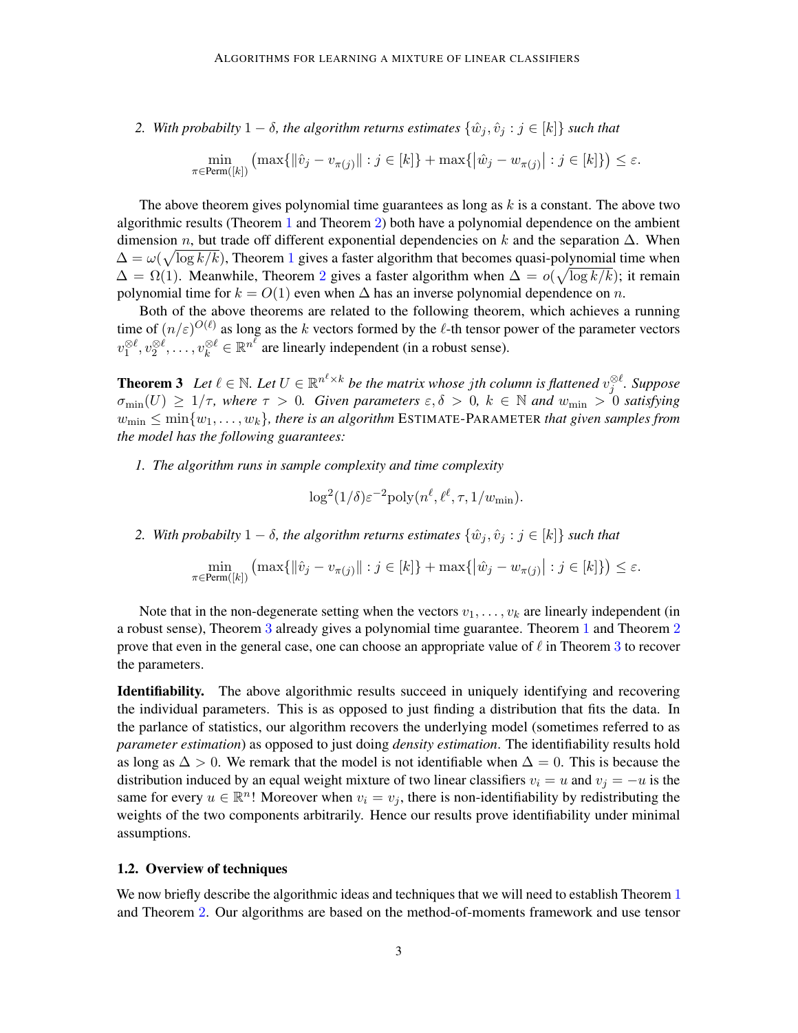2. *With probabilty $1-\delta$, the algorithm returns estimates $\{\hat{w}_j, \hat{v}_j : j \in [k]\}$ such that*

$$\min_{\pi \in \mathrm{Perm}([k])} \left( \max\{\|\hat{v}_j - v_{\pi(j)}\| : j \in [k]\} + \max\{\left|\hat{w}_j - w_{\pi(j)}\right| : j \in [k]\} \right) \le \varepsilon.$$

The above theorem gives polynomial time guarantees as long as $k$ is a constant. The above two algorithmic results (Theorem 1 and Theorem 2) both have a polynomial dependence on the ambient dimension $n$, but trade off different exponential dependencies on $k$ and the separation $\Delta$. When $\Delta = \omega(\sqrt{\log k/k})$, Theorem 1 gives a faster algorithm that becomes quasi-polynomial time when $\Delta = \Omega(1)$. Meanwhile, Theorem 2 gives a faster algorithm when $\Delta = o(\sqrt{\log k/k})$; it remain polynomial time for $k = O(1)$ even when $\Delta$ has an inverse polynomial dependence on $n$.

Both of the above theorems are related to the following theorem, which achieves a running time of $(n/\varepsilon)^{O(\ell)}$ as long as the $k$ vectors formed by the $\ell$-th tensor power of the parameter vectors $v_1^{\otimes \ell}, v_2^{\otimes \ell}, \ldots, v_k^{\otimes \ell} \in \mathbb{R}^{n^\ell}$ are linearly independent (in a robust sense).

**Theorem 3** *Let $\ell \in \mathbb{N}$. Let $U \in \mathbb{R}^{n^\ell \times k}$ be the matrix whose $j$th column is flattened $v_j^{\otimes \ell}$. Suppose $\sigma_{\min}(U) \ge 1/\tau$, where $\tau > 0$. Given parameters $\varepsilon, \delta > 0$, $k \in \mathbb{N}$ and $w_{\min} > 0$ satisfying $w_{\min} \le \min\{w_1, \ldots, w_k\}$, there is an algorithm* ESTIMATE-PARAMETER *that given samples from the model has the following guarantees:*

1. *The algorithm runs in sample complexity and time complexity*

$$\log^2(1/\delta)\varepsilon^{-2}\mathrm{poly}(n^\ell, \ell^\ell, \tau, 1/w_{\min}).$$

2. *With probabilty $1-\delta$, the algorithm returns estimates $\{\hat{w}_j, \hat{v}_j : j \in [k]\}$ such that*

$$\min_{\pi \in \mathrm{Perm}([k])} \left( \max\{\|\hat{v}_j - v_{\pi(j)}\| : j \in [k]\} + \max\{\left|\hat{w}_j - w_{\pi(j)}\right| : j \in [k]\} \right) \le \varepsilon.$$

Note that in the non-degenerate setting when the vectors $v_1, \ldots, v_k$ are linearly independent (in a robust sense), Theorem 3 already gives a polynomial time guarantee. Theorem 1 and Theorem 2 prove that even in the general case, one can choose an appropriate value of $\ell$ in Theorem 3 to recover the parameters.

**Identifiability.** The above algorithmic results succeed in uniquely identifying and recovering the individual parameters. This is as opposed to just finding a distribution that fits the data. In the parlance of statistics, our algorithm recovers the underlying model (sometimes referred to as *parameter estimation*) as opposed to just doing *density estimation*. The identifiability results hold as long as $\Delta > 0$. We remark that the model is not identifiable when $\Delta = 0$. This is because the distribution induced by an equal weight mixture of two linear classifiers $v_i = u$ and $v_j = -u$ is the same for every $u \in \mathbb{R}^n$! Moreover when $v_i = v_j$, there is non-identifiability by redistributing the weights of the two components arbitrarily. Hence our results prove identifiability under minimal assumptions.

### 1.2. Overview of techniques

We now briefly describe the algorithmic ideas and techniques that we will need to establish Theorem 1 and Theorem 2. Our algorithms are based on the method-of-moments framework and use tensor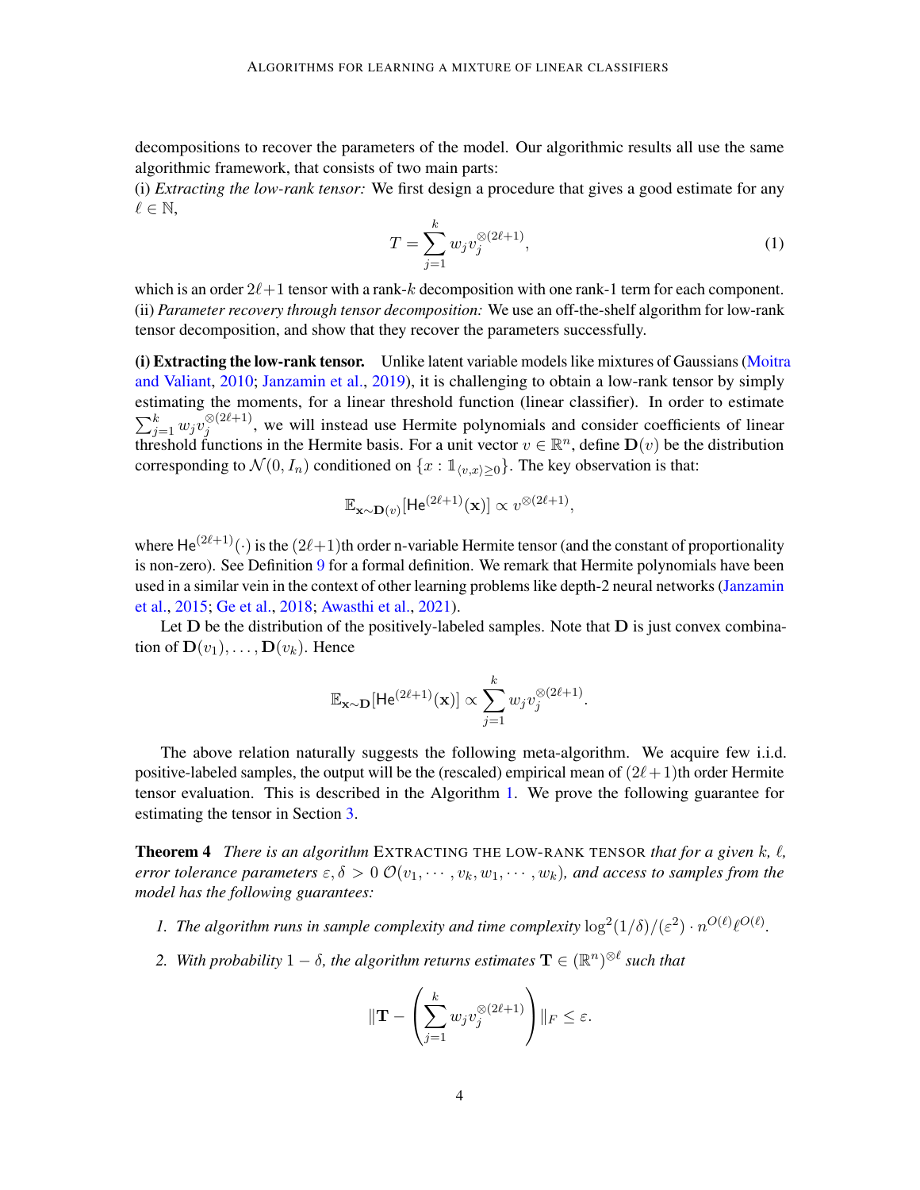decompositions to recover the parameters of the model. Our algorithmic results all use the same algorithmic framework, that consists of two main parts:
(i) *Extracting the low-rank tensor:* We first design a procedure that gives a good estimate for any $\ell \in \mathbb{N}$,

$$T = \sum_{j=1}^{k} w_j v_j^{\otimes(2\ell+1)}, \tag{1}$$

which is an order $2\ell+1$ tensor with a rank-$k$ decomposition with one rank-1 term for each component.
(ii) *Parameter recovery through tensor decomposition:* We use an off-the-shelf algorithm for low-rank tensor decomposition, and show that they recover the parameters successfully.

**(i) Extracting the low-rank tensor.** Unlike latent variable models like mixtures of Gaussians (Moitra and Valiant, 2010; Janzamin et al., 2019), it is challenging to obtain a low-rank tensor by simply estimating the moments, for a linear threshold function (linear classifier). In order to estimate $\sum_{j=1}^{k} w_j v_j^{\otimes(2\ell+1)}$, we will instead use Hermite polynomials and consider coefficients of linear threshold functions in the Hermite basis. For a unit vector $v \in \mathbb{R}^n$, define $\mathbf{D}(v)$ be the distribution corresponding to $\mathcal{N}(0, I_n)$ conditioned on $\{x : \mathbb{1}_{\langle v,x\rangle \geq 0}\}$. The key observation is that:

$$\mathbb{E}_{\mathbf{x}\sim\mathbf{D}(v)}[\mathsf{He}^{(2\ell+1)}(\mathbf{x})] \propto v^{\otimes(2\ell+1)},$$

where $\mathsf{He}^{(2\ell+1)}(\cdot)$ is the $(2\ell+1)$th order n-variable Hermite tensor (and the constant of proportionality is non-zero). See Definition 9 for a formal definition. We remark that Hermite polynomials have been used in a similar vein in the context of other learning problems like depth-2 neural networks (Janzamin et al., 2015; Ge et al., 2018; Awasthi et al., 2021).

Let $\mathbf{D}$ be the distribution of the positively-labeled samples. Note that $\mathbf{D}$ is just convex combination of $\mathbf{D}(v_1), \ldots, \mathbf{D}(v_k)$. Hence

$$\mathbb{E}_{\mathbf{x}\sim\mathbf{D}}[\mathsf{He}^{(2\ell+1)}(\mathbf{x})] \propto \sum_{j=1}^{k} w_j v_j^{\otimes(2\ell+1)}.$$

The above relation naturally suggests the following meta-algorithm. We acquire few i.i.d. positive-labeled samples, the output will be the (rescaled) empirical mean of $(2\ell+1)$th order Hermite tensor evaluation. This is described in the Algorithm 1. We prove the following guarantee for estimating the tensor in Section 3.

**Theorem 4** *There is an algorithm* EXTRACTING THE LOW-RANK TENSOR *that for a given $k$, $\ell$, error tolerance parameters $\varepsilon, \delta > 0$ $\mathcal{O}(v_1, \cdots, v_k, w_1, \cdots, w_k)$, and access to samples from the model has the following guarantees:*

1. *The algorithm runs in sample complexity and time complexity* $\log^2(1/\delta)/(\varepsilon^2) \cdot n^{O(\ell)}\ell^{O(\ell)}$.
2. *With probability $1 - \delta$, the algorithm returns estimates $\mathbf{T} \in (\mathbb{R}^n)^{\otimes \ell}$ such that*

$$\|\mathbf{T} - \left(\sum_{j=1}^{k} w_j v_j^{\otimes(2\ell+1)}\right)\|_F \leq \varepsilon.$$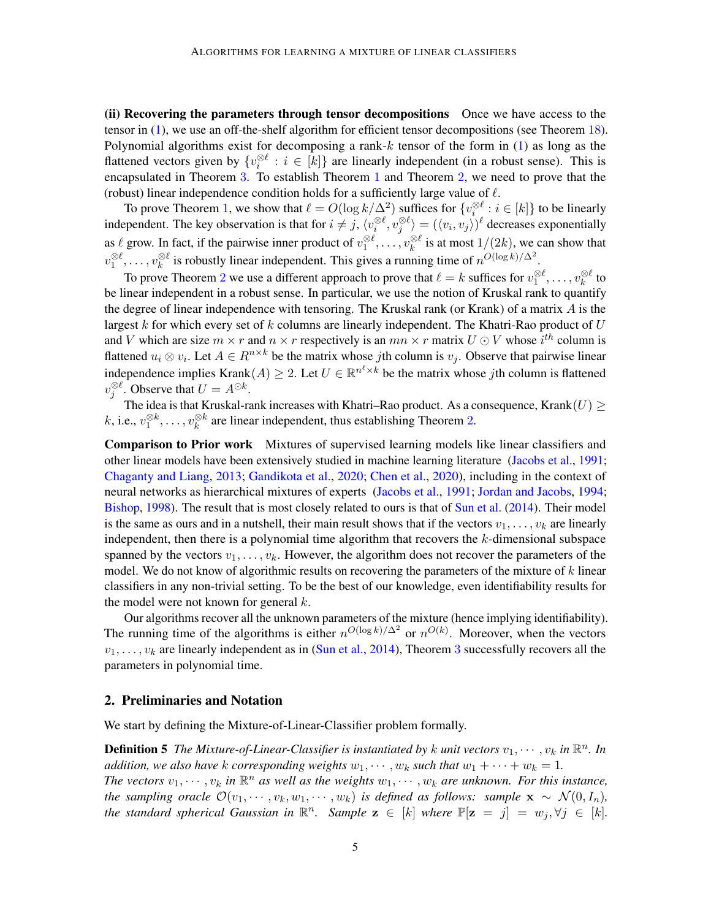**(ii) Recovering the parameters through tensor decompositions** Once we have access to the tensor in (1), we use an off-the-shelf algorithm for efficient tensor decompositions (see Theorem 18). Polynomial algorithms exist for decomposing a rank-$k$ tensor of the form in (1) as long as the flattened vectors given by $\{v_i^{\otimes \ell} : i \in [k]\}$ are linearly independent (in a robust sense). This is encapsulated in Theorem 3. To establish Theorem 1 and Theorem 2, we need to prove that the (robust) linear independence condition holds for a sufficiently large value of $\ell$.

To prove Theorem 1, we show that $\ell = O(\log k/\Delta^2)$ suffices for $\{v_i^{\otimes \ell} : i \in [k]\}$ to be linearly independent. The key observation is that for $i \neq j$, $\langle v_i^{\otimes \ell}, v_j^{\otimes \ell} \rangle = (\langle v_i, v_j \rangle)^\ell$ decreases exponentially as $\ell$ grow. In fact, if the pairwise inner product of $v_1^{\otimes \ell}, \dots, v_k^{\otimes \ell}$ is at most $1/(2k)$, we can show that $v_1^{\otimes \ell}, \dots, v_k^{\otimes \ell}$ is robustly linear independent. This gives a running time of $n^{O(\log k)/\Delta^2}$.

To prove Theorem 2 we use a different approach to prove that $\ell = k$ suffices for $v_1^{\otimes \ell}, \dots, v_k^{\otimes \ell}$ to be linear independent in a robust sense. In particular, we use the notion of Kruskal rank to quantify the degree of linear independence with tensoring. The Kruskal rank (or Krank) of a matrix $A$ is the largest $k$ for which every set of $k$ columns are linearly independent. The Khatri-Rao product of $U$ and $V$ which are size $m \times r$ and $n \times r$ respectively is an $mn \times r$ matrix $U \odot V$ whose $i^{th}$ column is flattened $u_i \otimes v_i$. Let $A \in R^{n \times k}$ be the matrix whose $j$th column is $v_j$. Observe that pairwise linear independence implies $\text{Krank}(A) \geq 2$. Let $U \in \mathbb{R}^{n^\ell \times k}$ be the matrix whose $j$th column is flattened $v_j^{\otimes \ell}$. Observe that $U = A^{\odot k}$.

The idea is that Kruskal-rank increases with Khatri–Rao product. As a consequence, $\text{Krank}(U) \geq k$, i.e., $v_1^{\otimes k}, \dots, v_k^{\otimes k}$ are linear independent, thus establishing Theorem 2.

**Comparison to Prior work** Mixtures of supervised learning models like linear classifiers and other linear models have been extensively studied in machine learning literature (Jacobs et al., 1991; Chaganty and Liang, 2013; Gandikota et al., 2020; Chen et al., 2020), including in the context of neural networks as hierarchical mixtures of experts (Jacobs et al., 1991; Jordan and Jacobs, 1994; Bishop, 1998). The result that is most closely related to ours is that of Sun et al. (2014). Their model is the same as ours and in a nutshell, their main result shows that if the vectors $v_1, \dots, v_k$ are linearly independent, then there is a polynomial time algorithm that recovers the $k$-dimensional subspace spanned by the vectors $v_1, \dots, v_k$. However, the algorithm does not recover the parameters of the model. We do not know of algorithmic results on recovering the parameters of the mixture of $k$ linear classifiers in any non-trivial setting. To be the best of our knowledge, even identifiability results for the model were not known for general $k$.

Our algorithms recover all the unknown parameters of the mixture (hence implying identifiability). The running time of the algorithms is either $n^{O(\log k)/\Delta^2}$ or $n^{O(k)}$. Moreover, when the vectors $v_1, \dots, v_k$ are linearly independent as in (Sun et al., 2014), Theorem 3 successfully recovers all the parameters in polynomial time.

## 2. Preliminaries and Notation

We start by defining the Mixture-of-Linear-Classifier problem formally.

**Definition 5** *The Mixture-of-Linear-Classifier is instantiated by $k$ unit vectors $v_1, \cdots, v_k$ in $\mathbb{R}^n$. In addition, we also have $k$ corresponding weights $w_1, \cdots, w_k$ such that $w_1 + \cdots + w_k = 1$.*
*The vectors $v_1, \cdots, v_k$ in $\mathbb{R}^n$ as well as the weights $w_1, \cdots, w_k$ are unknown. For this instance, the sampling oracle $\mathcal{O}(v_1, \cdots, v_k, w_1, \cdots, w_k)$ is defined as follows: sample $\mathbf{x} \sim \mathcal{N}(0, I_n)$, the standard spherical Gaussian in $\mathbb{R}^n$. Sample $\mathbf{z} \in [k]$ where $\mathbb{P}[\mathbf{z} = j] = w_j, \forall j \in [k]$.*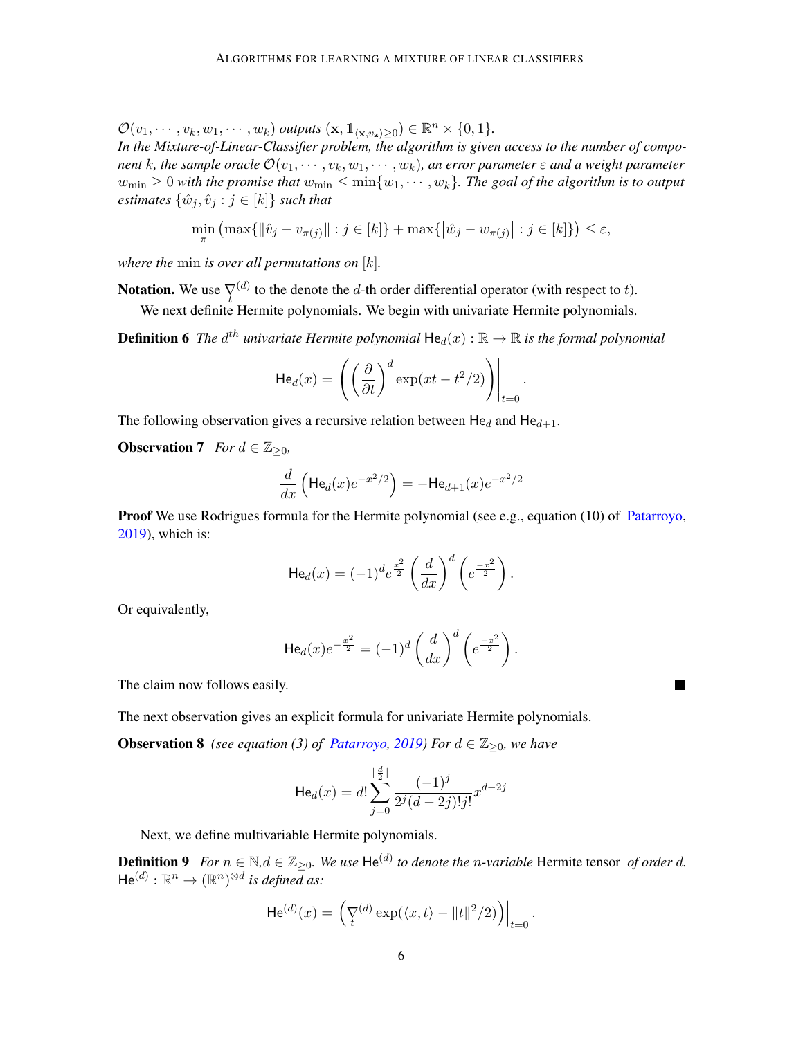$\mathcal{O}(v_1, \cdots, v_k, w_1, \cdots, w_k)$ *outputs* $(\mathbf{x}, \mathbb{1}_{\langle \mathbf{x}, v_{\mathbf{z}} \rangle \geq 0}) \in \mathbb{R}^n \times \{0, 1\}$.
*In the Mixture-of-Linear-Classifier problem, the algorithm is given access to the number of component* $k$*, the sample oracle* $\mathcal{O}(v_1, \cdots, v_k, w_1, \cdots, w_k)$*, an error parameter* $\varepsilon$ *and a weight parameter* $w_{\min} \geq 0$ *with the promise that* $w_{\min} \leq \min\{w_1, \cdots, w_k\}$*. The goal of the algorithm is to output estimates* $\{\hat{w}_j, \hat{v}_j : j \in [k]\}$ *such that*

$$\min_{\pi} \left( \max\{\|\hat{v}_j - v_{\pi(j)}\| : j \in [k]\} + \max\{\left|\hat{w}_j - w_{\pi(j)}\right| : j \in [k]\}\right) \leq \varepsilon,$$

*where the* min *is over all permutations on* $[k]$.

**Notation.** We use $\underset{t}{\nabla}^{(d)}$ to the denote the $d$-th order differential operator (with respect to $t$).

We next definite Hermite polynomials. We begin with univariate Hermite polynomials.

**Definition 6** *The* $d^{th}$ *univariate Hermite polynomial* $\mathsf{He}_d(x) : \mathbb{R} \to \mathbb{R}$ *is the formal polynomial*

$$\mathsf{He}_d(x) = \left( \left( \frac{\partial}{\partial t} \right)^d \exp(xt - t^2/2) \right) \Bigg|_{t=0}.$$

The following observation gives a recursive relation between $\mathsf{He}_d$ and $\mathsf{He}_{d+1}$.

**Observation 7** *For* $d \in \mathbb{Z}_{\geq 0}$*,*

$$\frac{d}{dx} \left( \mathsf{He}_d(x) e^{-x^2/2} \right) = -\mathsf{He}_{d+1}(x) e^{-x^2/2}$$

**Proof** We use Rodrigues formula for the Hermite polynomial (see e.g., equation (10) of Patarroyo, 2019), which is:

$$\mathsf{He}_d(x) = (-1)^d e^{\frac{x^2}{2}} \left( \frac{d}{dx} \right)^d \left( e^{\frac{-x^2}{2}} \right).$$

Or equivalently,

$$\mathsf{He}_d(x) e^{-\frac{x^2}{2}} = (-1)^d \left( \frac{d}{dx} \right)^d \left( e^{\frac{-x^2}{2}} \right).$$

The claim now follows easily. ■

The next observation gives an explicit formula for univariate Hermite polynomials.

**Observation 8** *(see equation (3) of Patarroyo, 2019) For* $d \in \mathbb{Z}_{\geq 0}$*, we have*

$$\mathsf{He}_d(x) = d! \sum_{j=0}^{\lfloor \frac{d}{2} \rfloor} \frac{(-1)^j}{2^j (d-2j)! j!} x^{d-2j}$$

Next, we define multivariable Hermite polynomials.

**Definition 9** *For* $n \in \mathbb{N}, d \in \mathbb{Z}_{\geq 0}$*. We use* $\mathsf{He}^{(d)}$ *to denote the* $n$*-variable* Hermite tensor *of order* $d$*.* $\mathsf{He}^{(d)} : \mathbb{R}^n \to (\mathbb{R}^n)^{\otimes d}$ *is defined as:*

$$\mathsf{He}^{(d)}(x) = \left( \underset{t}{\nabla}^{(d)} \exp(\langle x, t \rangle - \|t\|^2/2) \right) \Big|_{t=0}.$$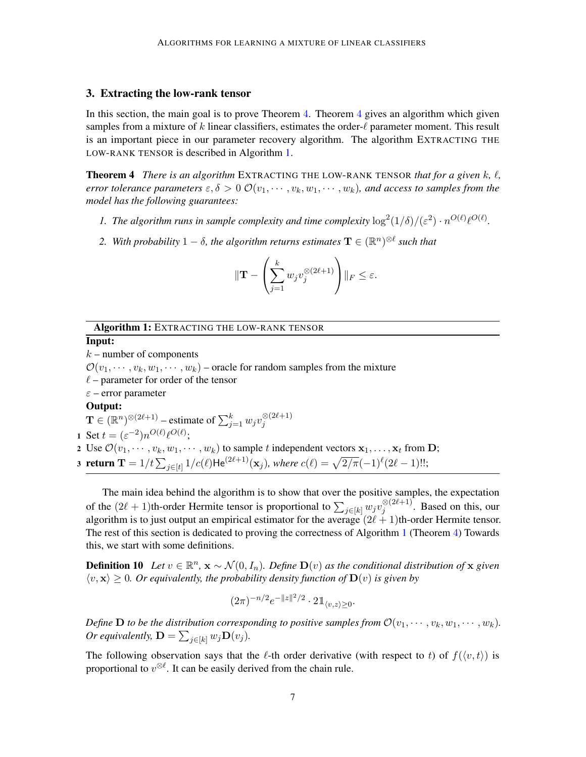## 3. Extracting the low-rank tensor

In this section, the main goal is to prove Theorem 4. Theorem 4 gives an algorithm which given samples from a mixture of $k$ linear classifiers, estimates the order-$\ell$ parameter moment. This result is an important piece in our parameter recovery algorithm. The algorithm EXTRACTING THE LOW-RANK TENSOR is described in Algorithm 1.

**Theorem 4** *There is an algorithm* EXTRACTING THE LOW-RANK TENSOR *that for a given $k$, $\ell$, error tolerance parameters $\varepsilon, \delta > 0$ $\mathcal{O}(v_1, \cdots, v_k, w_1, \cdots, w_k)$, and access to samples from the model has the following guarantees:*

1. *The algorithm runs in sample complexity and time complexity $\log^2(1/\delta)/(\varepsilon^2) \cdot n^{O(\ell)} \ell^{O(\ell)}$.*
2. *With probability $1 - \delta$, the algorithm returns estimates $\mathbf{T} \in (\mathbb{R}^n)^{\otimes \ell}$ such that*

$$\|\mathbf{T} - \left( \sum_{j=1}^{k} w_j v_j^{\otimes(2\ell+1)} \right)\|_F \leq \varepsilon.$$

---

**Algorithm 1:** EXTRACTING THE LOW-RANK TENSOR

---

**Input:**

$k$ – number of components

$\mathcal{O}(v_1, \cdots, v_k, w_1, \cdots, w_k)$ – oracle for random samples from the mixture

$\ell$ – parameter for order of the tensor

$\varepsilon$ – error parameter

**Output:**

$\mathbf{T} \in (\mathbb{R}^n)^{\otimes(2\ell+1)}$ – estimate of $\sum_{j=1}^{k} w_j v_j^{\otimes(2\ell+1)}$

1 Set $t = (\varepsilon^{-2}) n^{O(\ell)} \ell^{O(\ell)}$;

2 Use $\mathcal{O}(v_1, \cdots, v_k, w_1, \cdots, w_k)$ to sample $t$ independent vectors $\mathbf{x}_1, \ldots, \mathbf{x}_t$ from $\mathbf{D}$;

3 **return** $\mathbf{T} = 1/t \sum_{j\in[t]} 1/c(\ell) \mathsf{He}^{(2\ell+1)}(\mathbf{x}_j)$*, where* $c(\ell) = \sqrt{2/\pi}(-1)^{\ell}(2\ell-1)!!$;

---

The main idea behind the algorithm is to show that over the positive samples, the expectation of the $(2\ell+1)$th-order Hermite tensor is proportional to $\sum_{j\in[k]} w_j v_j^{\otimes(2\ell+1)}$. Based on this, our algorithm is to just output an empirical estimator for the average $(2\ell+1)$th-order Hermite tensor. The rest of this section is dedicated to proving the correctness of Algorithm 1 (Theorem 4) Towards this, we start with some definitions.

**Definition 10** *Let $v \in \mathbb{R}^n$, $\mathbf{x} \sim \mathcal{N}(0, I_n)$. Define $\mathbf{D}(v)$ as the conditional distribution of $\mathbf{x}$ given $\langle v, \mathbf{x} \rangle \geq 0$. Or equivalently, the probability density function of $\mathbf{D}(v)$ is given by*

$$(2\pi)^{-n/2} e^{-\|z\|^2/2} \cdot 2\mathbb{1}_{\langle v,z\rangle \geq 0}.$$

*Define $\mathbf{D}$ to be the distribution corresponding to positive samples from $\mathcal{O}(v_1, \cdots, v_k, w_1, \cdots, w_k)$. Or equivalently, $\mathbf{D} = \sum_{j\in[k]} w_j \mathbf{D}(v_j)$.*

The following observation says that the $\ell$-th order derivative (with respect to $t$) of $f(\langle v, t \rangle)$ is proportional to $v^{\otimes \ell}$. It can be easily derived from the chain rule.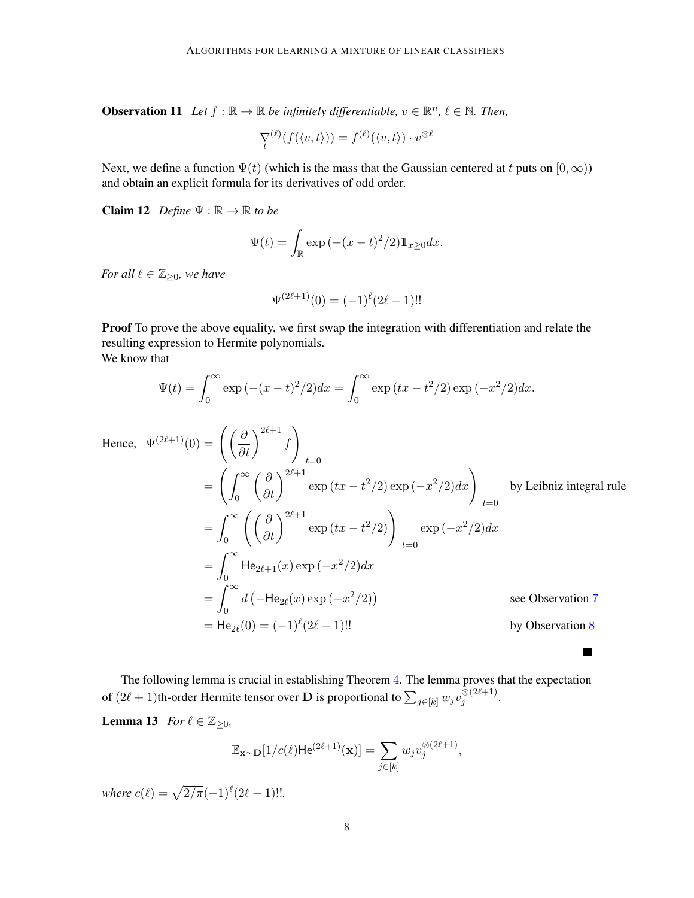**Observation 11** *Let $f : \mathbb{R} \to \mathbb{R}$ be infinitely differentiable, $v \in \mathbb{R}^n$, $\ell \in \mathbb{N}$. Then,*

$$\nabla_t^{(\ell)}(f(\langle v, t\rangle)) = f^{(\ell)}(\langle v, t\rangle) \cdot v^{\otimes \ell}$$

Next, we define a function $\Psi(t)$ (which is the mass that the Gaussian centered at $t$ puts on $[0, \infty)$) and obtain an explicit formula for its derivatives of odd order.

**Claim 12** *Define $\Psi : \mathbb{R} \to \mathbb{R}$ to be*

$$\Psi(t) = \int_{\mathbb{R}} \exp\left(-(x-t)^2/2\right) \mathbb{1}_{x \geq 0} dx.$$

*For all $\ell \in \mathbb{Z}_{\geq 0}$, we have*

$$\Psi^{(2\ell+1)}(0) = (-1)^\ell (2\ell - 1)!!$$

**Proof** To prove the above equality, we first swap the integration with differentiation and relate the resulting expression to Hermite polynomials.
We know that

$$\Psi(t) = \int_0^\infty \exp\left(-(x-t)^2/2\right) dx = \int_0^\infty \exp\left(tx - t^2/2\right) \exp\left(-x^2/2\right) dx.$$

$$\begin{aligned}
\text{Hence,} \quad \Psi^{(2\ell+1)}(0) &= \left( \left( \frac{\partial}{\partial t} \right)^{2\ell+1} f \right) \Bigg|_{t=0} \\
&= \left( \int_0^\infty \left( \frac{\partial}{\partial t} \right)^{2\ell+1} \exp\left(tx - t^2/2\right) \exp\left(-x^2/2\right) dx \right) \Bigg|_{t=0} && \text{by Leibniz integral rule} \\
&= \int_0^\infty \left( \left( \frac{\partial}{\partial t} \right)^{2\ell+1} \exp\left(tx - t^2/2\right) \right) \Bigg|_{t=0} \exp\left(-x^2/2\right) dx \\
&= \int_0^\infty \mathsf{He}_{2\ell+1}(x) \exp\left(-x^2/2\right) dx \\
&= \int_0^\infty d\left( -\mathsf{He}_{2\ell}(x) \exp\left(-x^2/2\right) \right) && \text{see Observation 7} \\
&= \mathsf{He}_{2\ell}(0) = (-1)^\ell (2\ell - 1)!! && \text{by Observation 8}
\end{aligned}$$

■

The following lemma is crucial in establishing Theorem 4. The lemma proves that the expectation of $(2\ell+1)$th-order Hermite tensor over $\mathbf{D}$ is proportional to $\sum_{j \in [k]} w_j v_j^{\otimes(2\ell+1)}$.

**Lemma 13** *For $\ell \in \mathbb{Z}_{\geq 0}$,*

$$\mathbb{E}_{\mathbf{x} \sim \mathbf{D}}[1/c(\ell) \mathsf{He}^{(2\ell+1)}(\mathbf{x})] = \sum_{j \in [k]} w_j v_j^{\otimes(2\ell+1)},$$

*where $c(\ell) = \sqrt{2/\pi}(-1)^\ell (2\ell - 1)!!$.*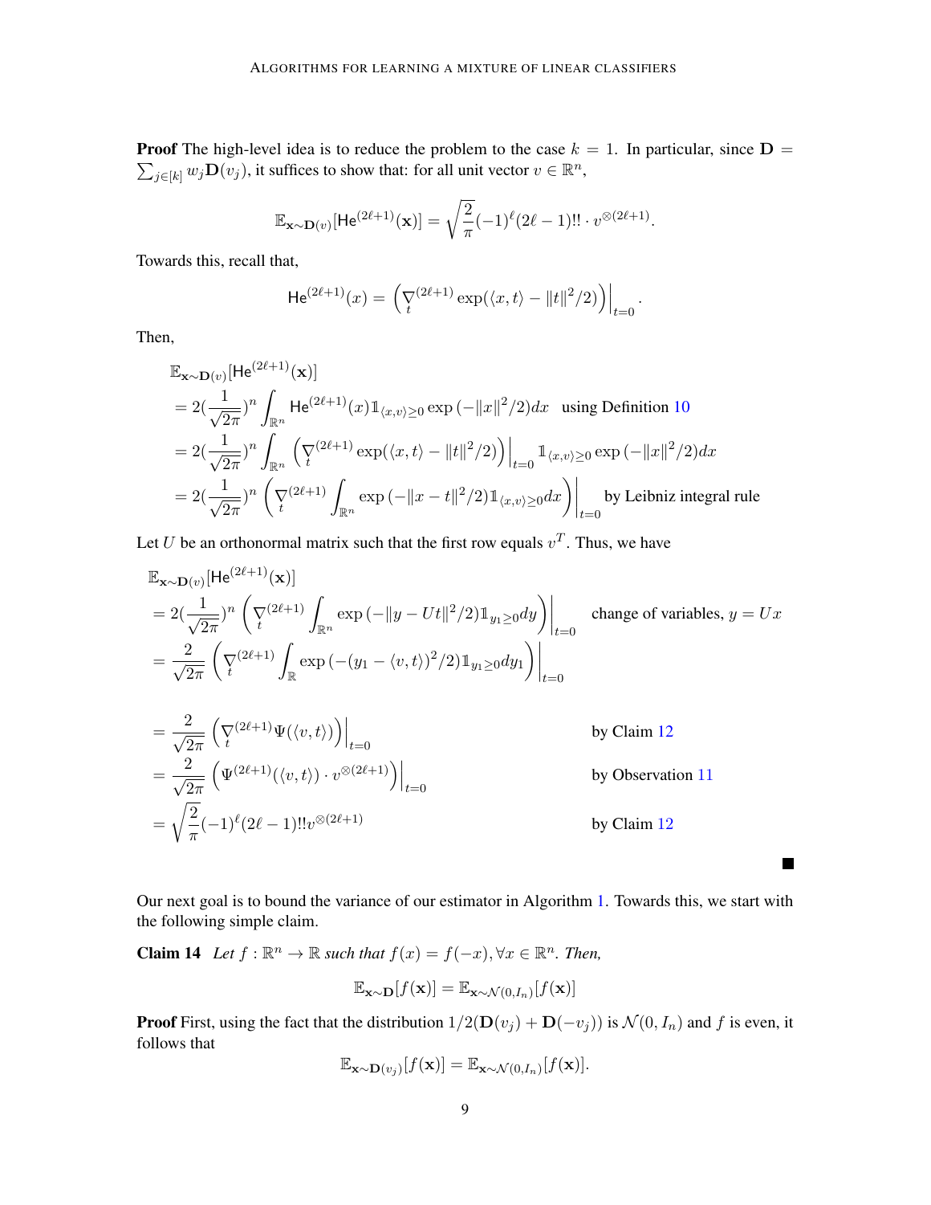**Proof** The high-level idea is to reduce the problem to the case $k = 1$. In particular, since $\mathbf{D} = \sum_{j\in[k]} w_j \mathbf{D}(v_j)$, it suffices to show that: for all unit vector $v \in \mathbb{R}^n$,

$$\mathbb{E}_{\mathbf{x}\sim\mathbf{D}(v)}[\mathsf{He}^{(2\ell+1)}(\mathbf{x})] = \sqrt{\frac{2}{\pi}}(-1)^\ell(2\ell-1)!! \cdot v^{\otimes(2\ell+1)}.$$

Towards this, recall that,

$$\mathsf{He}^{(2\ell+1)}(x) = \left(\nabla_t^{(2\ell+1)} \exp(\langle x, t\rangle - \|t\|^2/2)\right)\Big|_{t=0}.$$

Then,

$$\begin{aligned}
&\mathbb{E}_{\mathbf{x}\sim\mathbf{D}(v)}[\mathsf{He}^{(2\ell+1)}(\mathbf{x})] \\
&= 2(\frac{1}{\sqrt{2\pi}})^n \int_{\mathbb{R}^n} \mathsf{He}^{(2\ell+1)}(x)\mathbb{1}_{\langle x,v\rangle\geq 0}\exp\left(-\|x\|^2/2\right)dx \quad \text{using Definition 10} \\
&= 2(\frac{1}{\sqrt{2\pi}})^n \int_{\mathbb{R}^n} \left(\nabla_t^{(2\ell+1)} \exp(\langle x, t\rangle - \|t\|^2/2)\right)\Big|_{t=0} \mathbb{1}_{\langle x,v\rangle\geq 0}\exp\left(-\|x\|^2/2\right)dx \\
&= 2(\frac{1}{\sqrt{2\pi}})^n \left(\nabla_t^{(2\ell+1)} \int_{\mathbb{R}^n} \exp\left(-\|x-t\|^2/2\right)\mathbb{1}_{\langle x,v\rangle\geq 0}dx\right)\Big|_{t=0} \quad \text{by Leibniz integral rule}
\end{aligned}$$

Let $U$ be an orthonormal matrix such that the first row equals $v^T$. Thus, we have

$$\begin{aligned}
&\mathbb{E}_{\mathbf{x}\sim\mathbf{D}(v)}[\mathsf{He}^{(2\ell+1)}(\mathbf{x})] \\
&= 2(\frac{1}{\sqrt{2\pi}})^n \left(\nabla_t^{(2\ell+1)} \int_{\mathbb{R}^n} \exp\left(-\|y-Ut\|^2/2\right)\mathbb{1}_{y_1\geq 0}dy\right)\Big|_{t=0} \quad \text{change of variables, } y = Ux \\
&= \frac{2}{\sqrt{2\pi}} \left(\nabla_t^{(2\ell+1)} \int_{\mathbb{R}} \exp\left(-(y_1-\langle v,t\rangle)^2/2\right)\mathbb{1}_{y_1\geq 0}dy_1\right)\Big|_{t=0} \\
&= \frac{2}{\sqrt{2\pi}} \left(\nabla_t^{(2\ell+1)} \Psi(\langle v,t\rangle)\right)\Big|_{t=0} \quad \text{by Claim 12} \\
&= \frac{2}{\sqrt{2\pi}} \left(\Psi^{(2\ell+1)}(\langle v,t\rangle) \cdot v^{\otimes(2\ell+1)}\right)\Big|_{t=0} \quad \text{by Observation 11} \\
&= \sqrt{\frac{2}{\pi}}(-1)^\ell(2\ell-1)!!v^{\otimes(2\ell+1)} \quad \text{by Claim 12}
\end{aligned}$$

■

Our next goal is to bound the variance of our estimator in Algorithm 1. Towards this, we start with the following simple claim.

**Claim 14** *Let $f : \mathbb{R}^n \to \mathbb{R}$ such that $f(x) = f(-x), \forall x \in \mathbb{R}^n$. Then,*

$$\mathbb{E}_{\mathbf{x}\sim\mathbf{D}}[f(\mathbf{x})] = \mathbb{E}_{\mathbf{x}\sim\mathcal{N}(0,I_n)}[f(\mathbf{x})]$$

**Proof** First, using the fact that the distribution $1/2(\mathbf{D}(v_j) + \mathbf{D}(-v_j))$ is $\mathcal{N}(0, I_n)$ and $f$ is even, it follows that

$$\mathbb{E}_{\mathbf{x}\sim\mathbf{D}(v_j)}[f(\mathbf{x})] = \mathbb{E}_{\mathbf{x}\sim\mathcal{N}(0,I_n)}[f(\mathbf{x})].$$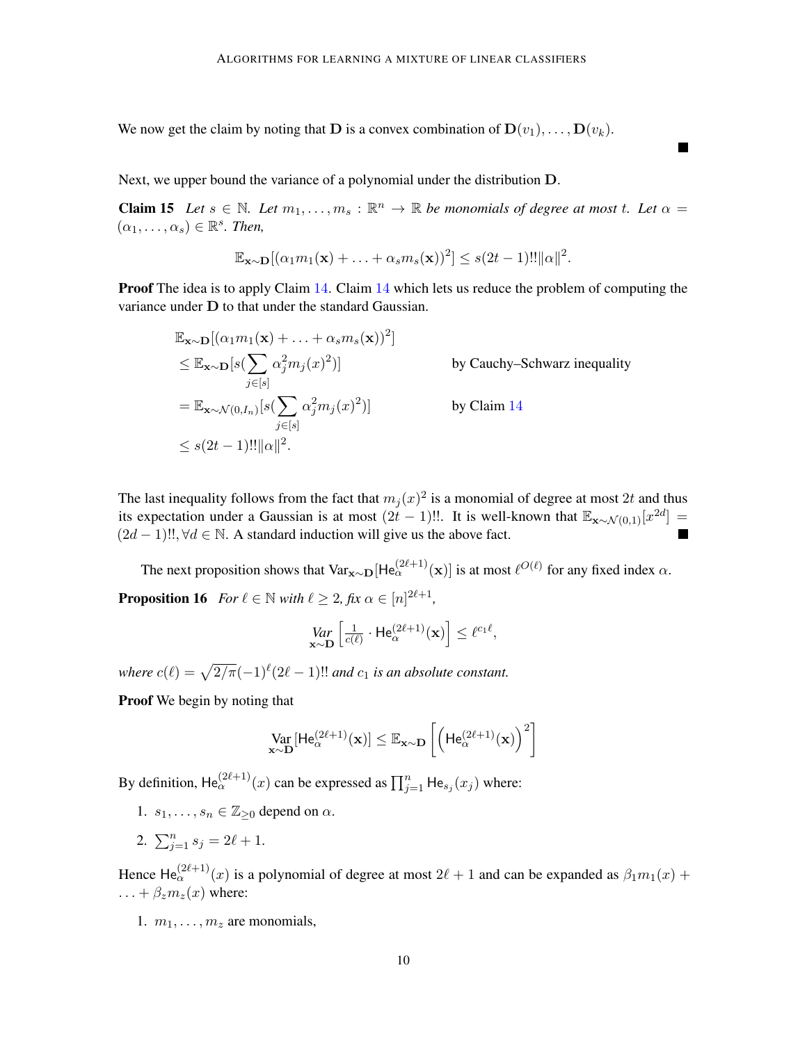We now get the claim by noting that $\mathbf{D}$ is a convex combination of $\mathbf{D}(v_1), \ldots, \mathbf{D}(v_k)$. ∎

Next, we upper bound the variance of a polynomial under the distribution $\mathbf{D}$.

**Claim 15** *Let $s \in \mathbb{N}$. Let $m_1, \ldots, m_s : \mathbb{R}^n \to \mathbb{R}$ be monomials of degree at most $t$. Let $\alpha = (\alpha_1, \ldots, \alpha_s) \in \mathbb{R}^s$. Then,*

$$\mathbb{E}_{\mathbf{x} \sim \mathbf{D}}[(\alpha_1 m_1(\mathbf{x}) + \ldots + \alpha_s m_s(\mathbf{x}))^2] \leq s(2t-1)!!\|\alpha\|^2.$$

**Proof** The idea is to apply Claim 14. Claim 14 which lets us reduce the problem of computing the variance under $\mathbf{D}$ to that under the standard Gaussian.

$$\begin{aligned}
&\mathbb{E}_{\mathbf{x} \sim \mathbf{D}}[(\alpha_1 m_1(\mathbf{x}) + \ldots + \alpha_s m_s(\mathbf{x}))^2] \\
&\leq \mathbb{E}_{\mathbf{x} \sim \mathbf{D}}[s(\sum_{j \in [s]} \alpha_j^2 m_j(x)^2)] && \text{by Cauchy–Schwarz inequality} \\
&= \mathbb{E}_{\mathbf{x} \sim \mathcal{N}(0, I_n)}[s(\sum_{j \in [s]} \alpha_j^2 m_j(x)^2)] && \text{by Claim 14} \\
&\leq s(2t-1)!!\|\alpha\|^2.
\end{aligned}$$

The last inequality follows from the fact that $m_j(x)^2$ is a monomial of degree at most $2t$ and thus its expectation under a Gaussian is at most $(2t-1)!!$. It is well-known that $\mathbb{E}_{\mathbf{x} \sim \mathcal{N}(0,1)}[x^{2d}] = (2d-1)!!, \forall d \in \mathbb{N}$. A standard induction will give us the above fact. ∎

The next proposition shows that $\mathrm{Var}_{\mathbf{x} \sim \mathbf{D}}[\mathsf{He}_\alpha^{(2\ell+1)}(\mathbf{x})]$ is at most $\ell^{O(\ell)}$ for any fixed index $\alpha$.

**Proposition 16** *For $\ell \in \mathbb{N}$ with $\ell \geq 2$, fix $\alpha \in [n]^{2\ell+1}$,*

$$\underset{\mathbf{x} \sim \mathbf{D}}{Var}\left[\tfrac{1}{c(\ell)} \cdot \mathsf{He}_\alpha^{(2\ell+1)}(\mathbf{x})\right] \leq \ell^{c_1 \ell},$$

*where $c(\ell) = \sqrt{2/\pi}(-1)^\ell(2\ell-1)!!$ and $c_1$ is an absolute constant.*

**Proof** We begin by noting that

$$\underset{\mathbf{x} \sim \mathbf{D}}{\mathrm{Var}}[\mathsf{He}_\alpha^{(2\ell+1)}(\mathbf{x})] \leq \mathbb{E}_{\mathbf{x} \sim \mathbf{D}}\left[\left(\mathsf{He}_\alpha^{(2\ell+1)}(\mathbf{x})\right)^2\right]$$

By definition, $\mathsf{He}_\alpha^{(2\ell+1)}(x)$ can be expressed as $\prod_{j=1}^n \mathsf{He}_{s_j}(x_j)$ where:

1. $s_1, \ldots, s_n \in \mathbb{Z}_{\geq 0}$ depend on $\alpha$.
2. $\sum_{j=1}^n s_j = 2\ell + 1$.

Hence $\mathsf{He}_\alpha^{(2\ell+1)}(x)$ is a polynomial of degree at most $2\ell+1$ and can be expanded as $\beta_1 m_1(x) + \ldots + \beta_z m_z(x)$ where:

1. $m_1, \ldots, m_z$ are monomials,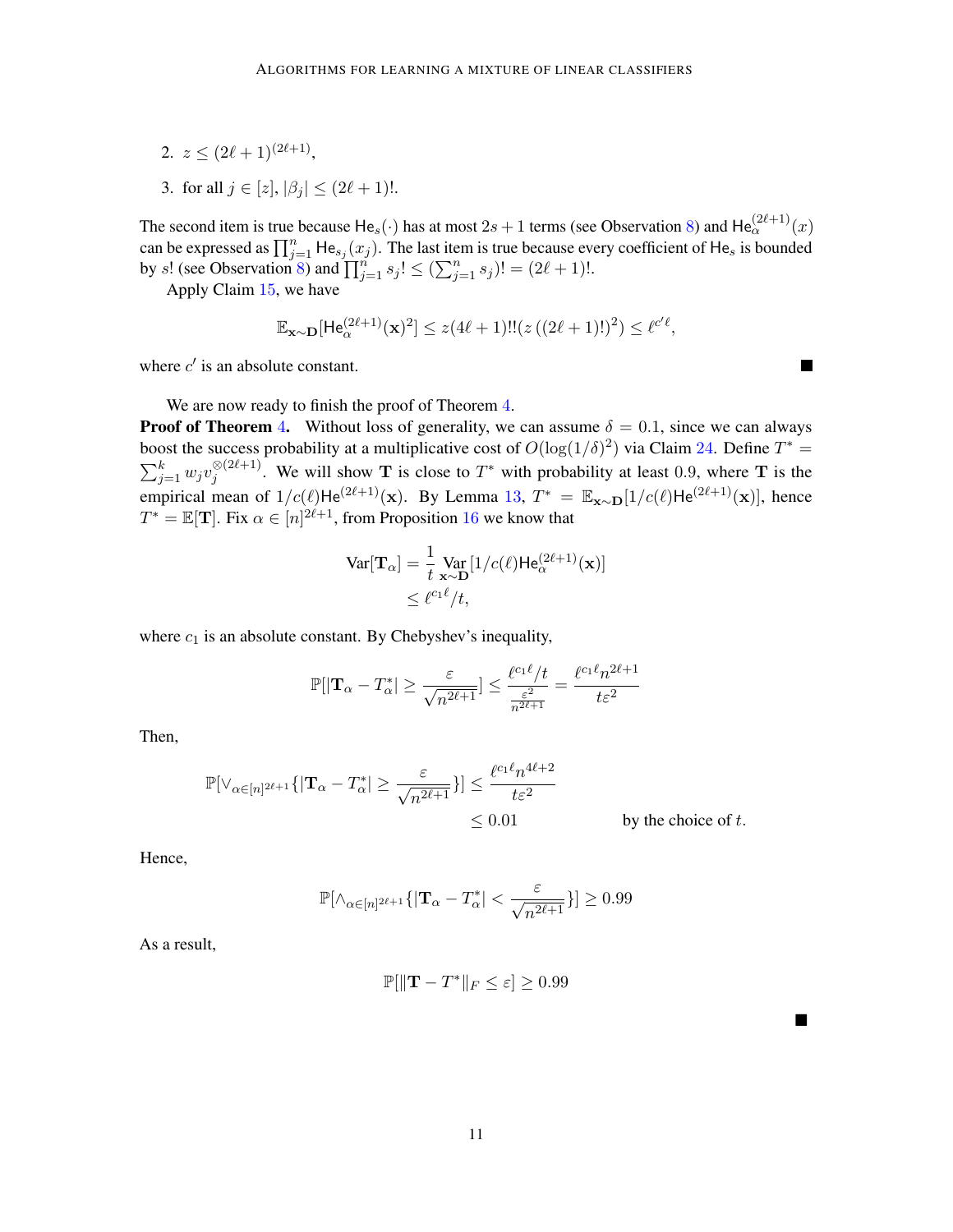2. $z \leq (2\ell+1)^{(2\ell+1)}$,
3. for all $j \in [z]$, $|\beta_j| \leq (2\ell+1)!$.

The second item is true because $\mathsf{He}_s(\cdot)$ has at most $2s+1$ terms (see Observation 8) and $\mathsf{He}_\alpha^{(2\ell+1)}(x)$ can be expressed as $\prod_{j=1}^n \mathsf{He}_{s_j}(x_j)$. The last item is true because every coefficient of $\mathsf{He}_s$ is bounded by $s!$ (see Observation 8) and $\prod_{j=1}^n s_j! \leq (\sum_{j=1}^n s_j)! = (2\ell+1)!$.

Apply Claim 15, we have

$$\mathbb{E}_{\mathbf{x}\sim\mathbf{D}}[\mathsf{He}_\alpha^{(2\ell+1)}(\mathbf{x})^2] \leq z(4\ell+1)!!(z\left((2\ell+1)!\right)^2) \leq \ell^{c'\ell},$$

where $c'$ is an absolute constant. ■

We are now ready to finish the proof of Theorem 4.

**Proof of Theorem 4.** Without loss of generality, we can assume $\delta = 0.1$, since we can always boost the success probability at a multiplicative cost of $O(\log(1/\delta)^2)$ via Claim 24. Define $T^* = \sum_{j=1}^k w_j v_j^{\otimes(2\ell+1)}$. We will show $\mathbf{T}$ is close to $T^*$ with probability at least 0.9, where $\mathbf{T}$ is the empirical mean of $1/c(\ell)\mathsf{He}^{(2\ell+1)}(\mathbf{x})$. By Lemma 13, $T^* = \mathbb{E}_{\mathbf{x}\sim\mathbf{D}}[1/c(\ell)\mathsf{He}^{(2\ell+1)}(\mathbf{x})]$, hence $T^* = \mathbb{E}[\mathbf{T}]$. Fix $\alpha \in [n]^{2\ell+1}$, from Proposition 16 we know that

$$\begin{aligned}
\mathrm{Var}[\mathbf{T}_\alpha] &= \frac{1}{t}\operatorname*{Var}_{\mathbf{x}\sim\mathbf{D}}[1/c(\ell)\mathsf{He}_\alpha^{(2\ell+1)}(\mathbf{x})] \\
&\leq \ell^{c_1\ell}/t,
\end{aligned}$$

where $c_1$ is an absolute constant. By Chebyshev's inequality,

$$\mathbb{P}[|\mathbf{T}_\alpha - T^*_\alpha| \geq \frac{\varepsilon}{\sqrt{n^{2\ell+1}}}] \leq \frac{\ell^{c_1\ell}/t}{\frac{\varepsilon^2}{n^{2\ell+1}}} = \frac{\ell^{c_1\ell}n^{2\ell+1}}{t\varepsilon^2}$$

Then,

$$\begin{aligned}
\mathbb{P}[\vee_{\alpha\in[n]^{2\ell+1}}\{|\mathbf{T}_\alpha - T^*_\alpha| \geq \frac{\varepsilon}{\sqrt{n^{2\ell+1}}}\}] &\leq \frac{\ell^{c_1\ell}n^{4\ell+2}}{t\varepsilon^2} \\
&\leq 0.01 \qquad\qquad \text{by the choice of } t.
\end{aligned}$$

Hence,

$$\mathbb{P}[\wedge_{\alpha\in[n]^{2\ell+1}}\{|\mathbf{T}_\alpha - T^*_\alpha| < \frac{\varepsilon}{\sqrt{n^{2\ell+1}}}\}] \geq 0.99$$

As a result,

$$\mathbb{P}[\|\mathbf{T} - T^*\|_F \leq \varepsilon] \geq 0.99$$

■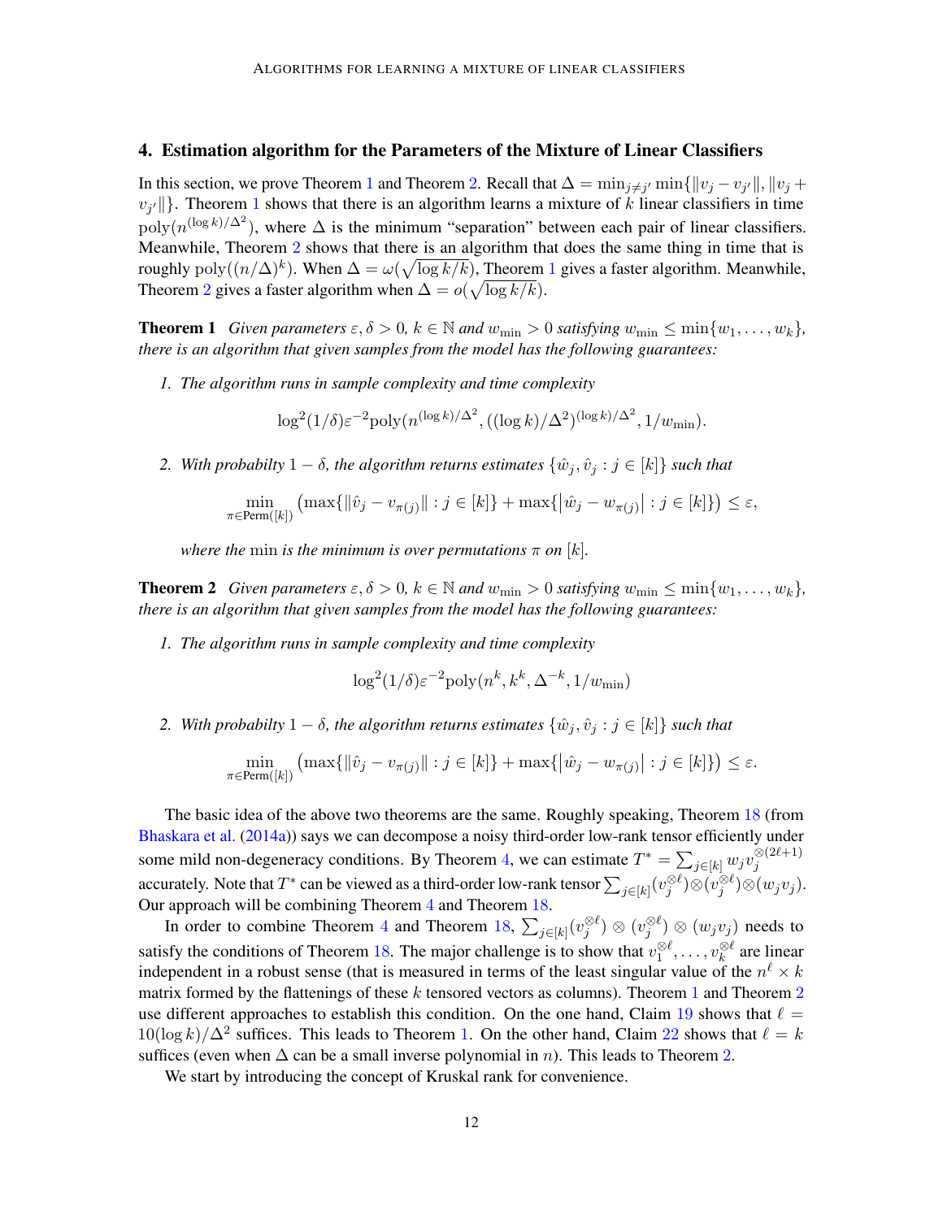## 4. Estimation algorithm for the Parameters of the Mixture of Linear Classifiers

In this section, we prove Theorem 1 and Theorem 2. Recall that $\Delta = \min_{j \neq j'} \min\{\|v_j - v_{j'}\|, \|v_j + v_{j'}\|\}$. Theorem 1 shows that there is an algorithm learns a mixture of $k$ linear classifiers in time $\mathrm{poly}(n^{(\log k)/\Delta^2})$, where $\Delta$ is the minimum "separation" between each pair of linear classifiers. Meanwhile, Theorem 2 shows that there is an algorithm that does the same thing in time that is roughly $\mathrm{poly}((n/\Delta)^k)$. When $\Delta = \omega(\sqrt{\log k/k})$, Theorem 1 gives a faster algorithm. Meanwhile, Theorem 2 gives a faster algorithm when $\Delta = o(\sqrt{\log k/k})$.

**Theorem 1** *Given parameters $\varepsilon, \delta > 0$, $k \in \mathbb{N}$ and $w_{\min} > 0$ satisfying $w_{\min} \leq \min\{w_1, \ldots, w_k\}$, there is an algorithm that given samples from the model has the following guarantees:*

1. *The algorithm runs in sample complexity and time complexity*

$$\log^2(1/\delta)\varepsilon^{-2}\mathrm{poly}(n^{(\log k)/\Delta^2}, ((\log k)/\Delta^2)^{(\log k)/\Delta^2}, 1/w_{\min}).$$

2. *With probabilty $1 - \delta$, the algorithm returns estimates $\{\hat{w}_j, \hat{v}_j : j \in [k]\}$ such that*

$$\min_{\pi \in \mathrm{Perm}([k])} \left(\max\{\|\hat{v}_j - v_{\pi(j)}\| : j \in [k]\} + \max\{\left|\hat{w}_j - w_{\pi(j)}\right| : j \in [k]\}\right) \leq \varepsilon,$$

*where the $\min$ is the minimum is over permutations $\pi$ on $[k]$.*

**Theorem 2** *Given parameters $\varepsilon, \delta > 0$, $k \in \mathbb{N}$ and $w_{\min} > 0$ satisfying $w_{\min} \leq \min\{w_1, \ldots, w_k\}$, there is an algorithm that given samples from the model has the following guarantees:*

1. *The algorithm runs in sample complexity and time complexity*

$$\log^2(1/\delta)\varepsilon^{-2}\mathrm{poly}(n^k, k^k, \Delta^{-k}, 1/w_{\min})$$

2. *With probabilty $1 - \delta$, the algorithm returns estimates $\{\hat{w}_j, \hat{v}_j : j \in [k]\}$ such that*

$$\min_{\pi \in \mathrm{Perm}([k])} \left(\max\{\|\hat{v}_j - v_{\pi(j)}\| : j \in [k]\} + \max\{\left|\hat{w}_j - w_{\pi(j)}\right| : j \in [k]\}\right) \leq \varepsilon.$$

The basic idea of the above two theorems are the same. Roughly speaking, Theorem 18 (from Bhaskara et al. (2014a)) says we can decompose a noisy third-order low-rank tensor efficiently under some mild non-degeneracy conditions. By Theorem 4, we can estimate $T^* = \sum_{j \in [k]} w_j v_j^{\otimes(2\ell+1)}$ accurately. Note that $T^*$ can be viewed as a third-order low-rank tensor $\sum_{j \in [k]} (v_j^{\otimes \ell}) \otimes (v_j^{\otimes \ell}) \otimes (w_j v_j)$. Our approach will be combining Theorem 4 and Theorem 18.

In order to combine Theorem 4 and Theorem 18, $\sum_{j \in [k]} (v_j^{\otimes \ell}) \otimes (v_j^{\otimes \ell}) \otimes (w_j v_j)$ needs to satisfy the conditions of Theorem 18. The major challenge is to show that $v_1^{\otimes \ell}, \ldots, v_k^{\otimes \ell}$ are linear independent in a robust sense (that is measured in terms of the least singular value of the $n^\ell \times k$ matrix formed by the flattenings of these $k$ tensored vectors as columns). Theorem 1 and Theorem 2 use different approaches to establish this condition. On the one hand, Claim 19 shows that $\ell = 10(\log k)/\Delta^2$ suffices. This leads to Theorem 1. On the other hand, Claim 22 shows that $\ell = k$ suffices (even when $\Delta$ can be a small inverse polynomial in $n$). This leads to Theorem 2.

We start by introducing the concept of Kruskal rank for convenience.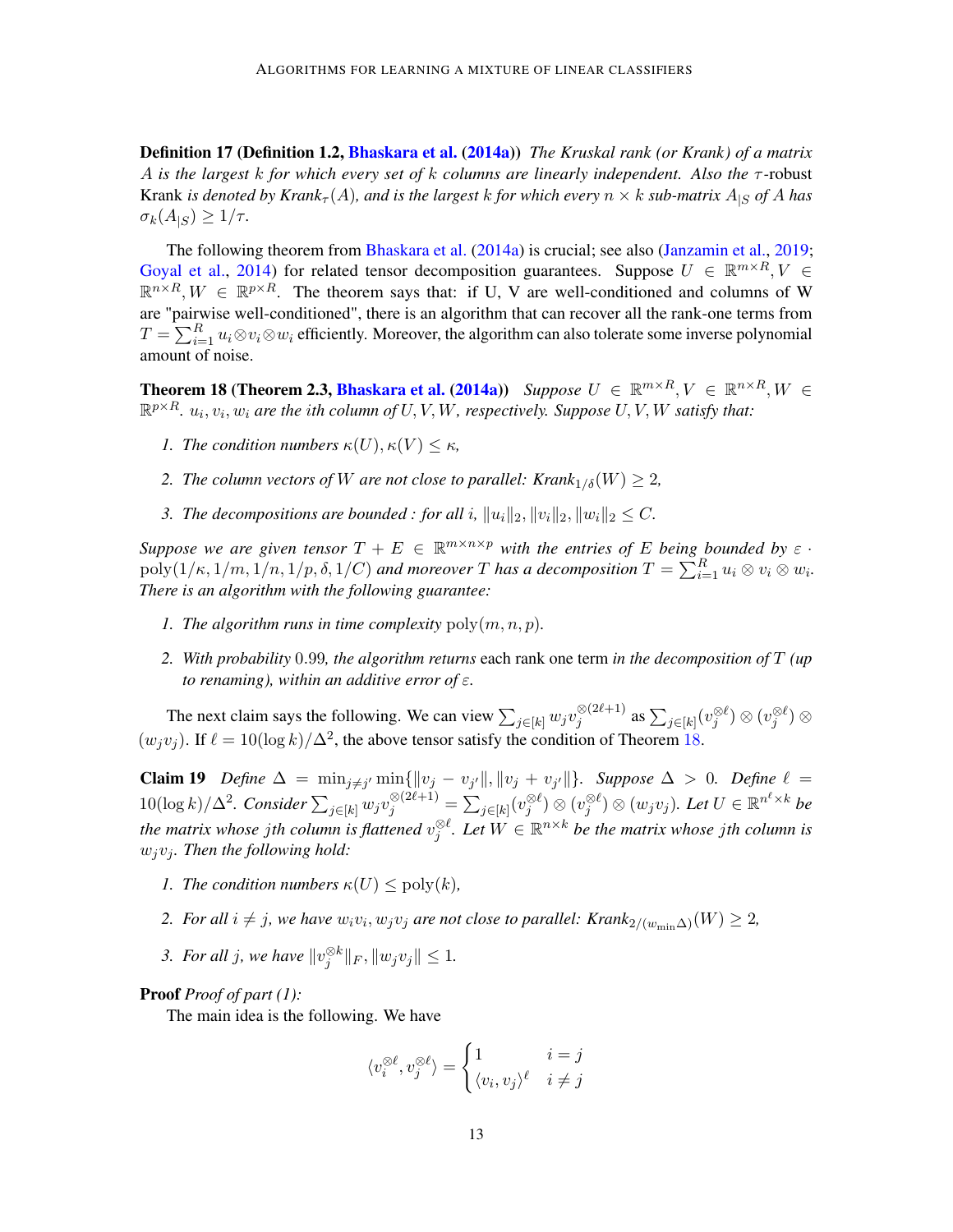**Definition 17 (Definition 1.2, Bhaskara et al. (2014a))** *The Kruskal rank (or Krank) of a matrix $A$ is the largest $k$ for which every set of $k$ columns are linearly independent. Also the* $\tau$-robust Krank *is denoted by Krank$_\tau(A)$, and is the largest $k$ for which every $n \times k$ sub-matrix $A_{|S}$ of $A$ has $\sigma_k(A_{|S}) \geq 1/\tau$.*

The following theorem from Bhaskara et al. (2014a) is crucial; see also (Janzamin et al., 2019; Goyal et al., 2014) for related tensor decomposition guarantees. Suppose $U \in \mathbb{R}^{m\times R}, V \in \mathbb{R}^{n\times R}, W \in \mathbb{R}^{p\times R}$. The theorem says that: if U, V are well-conditioned and columns of W are "pairwise well-conditioned", there is an algorithm that can recover all the rank-one terms from $T = \sum_{i=1}^{R} u_i \otimes v_i \otimes w_i$ efficiently. Moreover, the algorithm can also tolerate some inverse polynomial amount of noise.

**Theorem 18 (Theorem 2.3, Bhaskara et al. (2014a))** *Suppose $U \in \mathbb{R}^{m\times R}, V \in \mathbb{R}^{n\times R}, W \in \mathbb{R}^{p\times R}$. $u_i, v_i, w_i$ are the ith column of $U, V, W$, respectively. Suppose $U, V, W$ satisfy that:*

1. *The condition numbers $\kappa(U), \kappa(V) \leq \kappa$,*
2. *The column vectors of $W$ are not close to parallel: Krank$_{1/\delta}(W) \geq 2$,*
3. *The decompositions are bounded : for all $i$, $\|u_i\|_2, \|v_i\|_2, \|w_i\|_2 \leq C$.*

*Suppose we are given tensor $T + E \in \mathbb{R}^{m\times n\times p}$ with the entries of $E$ being bounded by $\varepsilon \cdot \mathrm{poly}(1/\kappa, 1/m, 1/n, 1/p, \delta, 1/C)$ and moreover $T$ has a decomposition $T = \sum_{i=1}^{R} u_i \otimes v_i \otimes w_i$. There is an algorithm with the following guarantee:*

1. *The algorithm runs in time complexity* $\mathrm{poly}(m, n, p)$.
2. *With probability* $0.99$*, the algorithm returns* each rank one term *in the decomposition of $T$ (up to renaming), within an additive error of $\varepsilon$.*

The next claim says the following. We can view $\sum_{j\in[k]} w_j v_j^{\otimes(2\ell+1)}$ as $\sum_{j\in[k]} (v_j^{\otimes \ell}) \otimes (v_j^{\otimes \ell}) \otimes (w_j v_j)$. If $\ell = 10(\log k)/\Delta^2$, the above tensor satisfy the condition of Theorem 18.

**Claim 19** *Define $\Delta = \min_{j\neq j'} \min\{\|v_j - v_{j'}\|, \|v_j + v_{j'}\|\}$. Suppose $\Delta > 0$. Define $\ell = 10(\log k)/\Delta^2$. Consider $\sum_{j\in[k]} w_j v_j^{\otimes(2\ell+1)} = \sum_{j\in[k]} (v_j^{\otimes \ell}) \otimes (v_j^{\otimes \ell}) \otimes (w_j v_j)$. Let $U \in \mathbb{R}^{n^\ell \times k}$ be the matrix whose jth column is flattened $v_j^{\otimes \ell}$. Let $W \in \mathbb{R}^{n\times k}$ be the matrix whose jth column is $w_j v_j$. Then the following hold:*

1. *The condition numbers $\kappa(U) \leq \mathrm{poly}(k)$,*
2. *For all $i \neq j$, we have $w_i v_i, w_j v_j$ are not close to parallel: Krank$_{2/(w_{\min}\Delta)}(W) \geq 2$,*
3. *For all $j$, we have $\|v_j^{\otimes k}\|_F, \|w_j v_j\| \leq 1$.*

**Proof** *Proof of part (1):*

The main idea is the following. We have

$$
\langle v_i^{\otimes \ell}, v_j^{\otimes \ell} \rangle = \begin{cases} 1 & i = j \\ \langle v_i, v_j \rangle^\ell & i \neq j \end{cases}
$$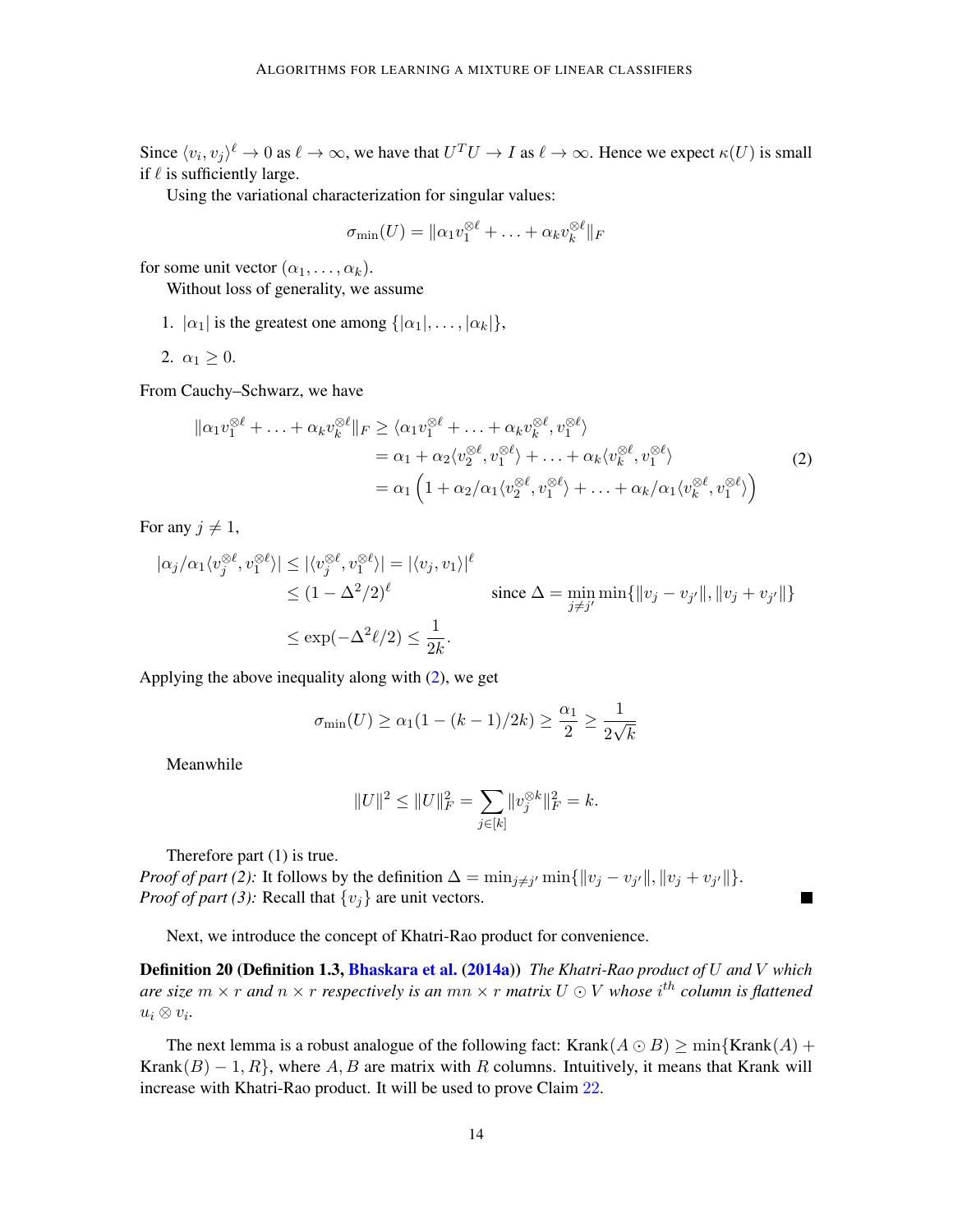Since $\langle v_i, v_j\rangle^\ell \to 0$ as $\ell \to \infty$, we have that $U^T U \to I$ as $\ell \to \infty$. Hence we expect $\kappa(U)$ is small if $\ell$ is sufficiently large.

Using the variational characterization for singular values:

$$\sigma_{\min}(U) = \|\alpha_1 v_1^{\otimes \ell} + \ldots + \alpha_k v_k^{\otimes \ell}\|_F$$

for some unit vector $(\alpha_1, \ldots, \alpha_k)$.

Without loss of generality, we assume

1. $|\alpha_1|$ is the greatest one among $\{|\alpha_1|, \ldots, |\alpha_k|\}$,
2. $\alpha_1 \geq 0$.

From Cauchy–Schwarz, we have

$$\begin{aligned}
\|\alpha_1 v_1^{\otimes \ell} + \ldots + \alpha_k v_k^{\otimes \ell}\|_F &\geq \langle \alpha_1 v_1^{\otimes \ell} + \ldots + \alpha_k v_k^{\otimes \ell}, v_1^{\otimes \ell}\rangle \\
&= \alpha_1 + \alpha_2 \langle v_2^{\otimes \ell}, v_1^{\otimes \ell}\rangle + \ldots + \alpha_k \langle v_k^{\otimes \ell}, v_1^{\otimes \ell}\rangle \\
&= \alpha_1 \left(1 + \alpha_2/\alpha_1 \langle v_2^{\otimes \ell}, v_1^{\otimes \ell}\rangle + \ldots + \alpha_k/\alpha_1 \langle v_k^{\otimes \ell}, v_1^{\otimes \ell}\rangle\right)
\end{aligned} \tag{2}$$

For any $j \neq 1$,

$$\begin{aligned}
|\alpha_j/\alpha_1 \langle v_j^{\otimes \ell}, v_1^{\otimes \ell}\rangle| &\leq |\langle v_j^{\otimes \ell}, v_1^{\otimes \ell}\rangle| = |\langle v_j, v_1\rangle|^\ell \\
&\leq (1 - \Delta^2/2)^\ell \qquad\qquad \text{since } \Delta = \min_{j \neq j'} \min\{\|v_j - v_{j'}\|, \|v_j + v_{j'}\|\} \\
&\leq \exp(-\Delta^2 \ell/2) \leq \frac{1}{2k}.
\end{aligned}$$

Applying the above inequality along with (2), we get

$$\sigma_{\min}(U) \geq \alpha_1(1 - (k-1)/2k) \geq \frac{\alpha_1}{2} \geq \frac{1}{2\sqrt{k}}$$

Meanwhile

$$\|U\|^2 \leq \|U\|_F^2 = \sum_{j \in [k]} \|v_j^{\otimes k}\|_F^2 = k.$$

Therefore part (1) is true.

*Proof of part (2):* It follows by the definition $\Delta = \min_{j \neq j'} \min\{\|v_j - v_{j'}\|, \|v_j + v_{j'}\|\}$.

*Proof of part (3):* Recall that $\{v_j\}$ are unit vectors. ■

Next, we introduce the concept of Khatri-Rao product for convenience.

**Definition 20 (Definition 1.3, Bhaskara et al. (2014a))** *The Khatri-Rao product of $U$ and $V$ which are size $m \times r$ and $n \times r$ respectively is an $mn \times r$ matrix $U \odot V$ whose $i^{th}$ column is flattened $u_i \otimes v_i$.*

The next lemma is a robust analogue of the following fact: $\text{Krank}(A \odot B) \geq \min\{\text{Krank}(A) + \text{Krank}(B) - 1, R\}$, where $A, B$ are matrix with $R$ columns. Intuitively, it means that Krank will increase with Khatri-Rao product. It will be used to prove Claim 22.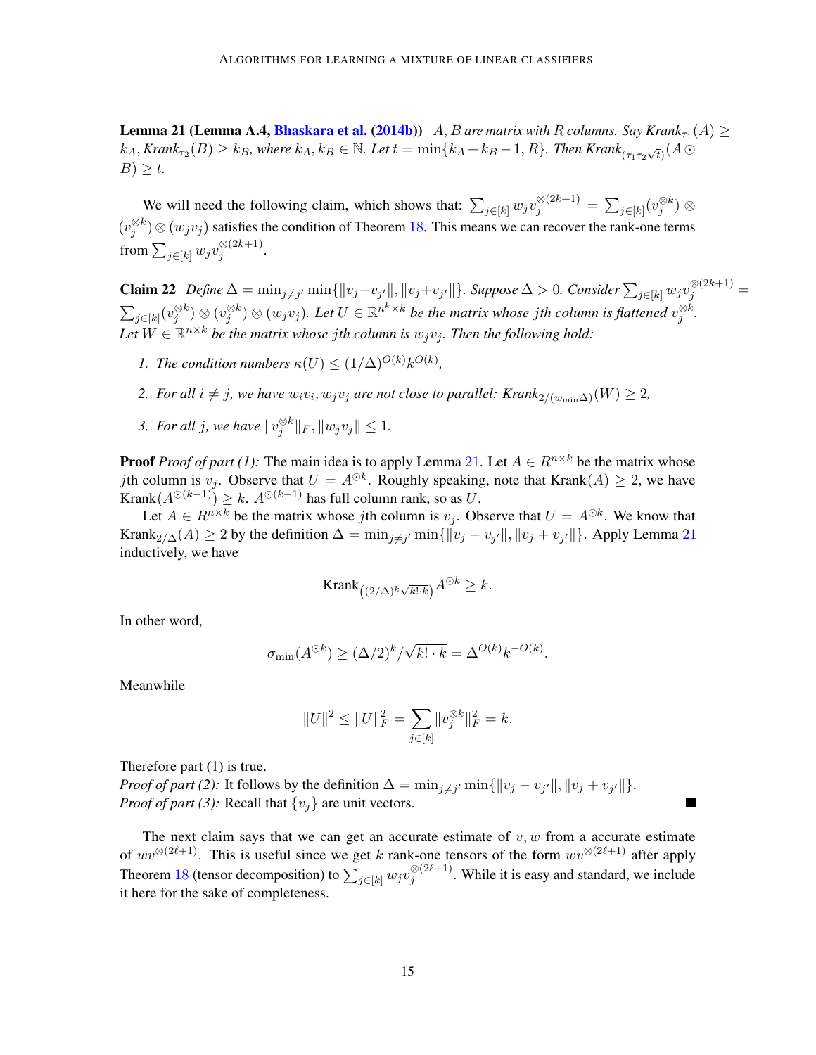**Lemma 21 (Lemma A.4, Bhaskara et al. (2014b))** *$A, B$ are matrix with $R$ columns. Say $Krank_{\tau_1}(A) \geq k_A$, $Krank_{\tau_2}(B) \geq k_B$, where $k_A, k_B \in \mathbb{N}$. Let $t = \min\{k_A + k_B - 1, R\}$. Then $Krank_{(\tau_1\tau_2\sqrt{t})}(A \odot B) \geq t$.*

We will need the following claim, which shows that: $\sum_{j\in[k]} w_j v_j^{\otimes(2k+1)} = \sum_{j\in[k]} (v_j^{\otimes k}) \otimes (v_j^{\otimes k}) \otimes (w_j v_j)$ satisfies the condition of Theorem 18. This means we can recover the rank-one terms from $\sum_{j\in[k]} w_j v_j^{\otimes(2k+1)}$.

**Claim 22** *Define $\Delta = \min_{j\neq j'} \min\{\|v_j - v_{j'}\|, \|v_j + v_{j'}\|\}$. Suppose $\Delta > 0$. Consider $\sum_{j\in[k]} w_j v_j^{\otimes(2k+1)} = \sum_{j\in[k]} (v_j^{\otimes k}) \otimes (v_j^{\otimes k}) \otimes (w_j v_j)$. Let $U \in \mathbb{R}^{n^k \times k}$ be the matrix whose $j$th column is flattened $v_j^{\otimes k}$. Let $W \in \mathbb{R}^{n\times k}$ be the matrix whose $j$th column is $w_j v_j$. Then the following hold:*

1. *The condition numbers $\kappa(U) \leq (1/\Delta)^{O(k)} k^{O(k)}$,*
2. *For all $i \neq j$, we have $w_i v_i, w_j v_j$ are not close to parallel: $Krank_{2/(w_{\min}\Delta)}(W) \geq 2$,*
3. *For all $j$, we have $\|v_j^{\otimes k}\|_F, \|w_j v_j\| \leq 1$.*

**Proof** *Proof of part (1):* The main idea is to apply Lemma 21. Let $A \in R^{n\times k}$ be the matrix whose $j$th column is $v_j$. Observe that $U = A^{\odot k}$. Roughly speaking, note that $\text{Krank}(A) \geq 2$, we have $\text{Krank}(A^{\odot(k-1)}) \geq k$. $A^{\odot(k-1)}$ has full column rank, so as $U$.

Let $A \in R^{n\times k}$ be the matrix whose $j$th column is $v_j$. Observe that $U = A^{\odot k}$. We know that $\text{Krank}_{2/\Delta}(A) \geq 2$ by the definition $\Delta = \min_{j\neq j'} \min\{\|v_j - v_{j'}\|, \|v_j + v_{j'}\|\}$. Apply Lemma 21 inductively, we have

$$\text{Krank}_{\left((2/\Delta)^k \sqrt{k!\cdot k}\right)} A^{\odot k} \geq k.$$

In other word,

$$\sigma_{\min}(A^{\odot k}) \geq (\Delta/2)^k / \sqrt{k! \cdot k} = \Delta^{O(k)} k^{-O(k)}.$$

Meanwhile

$$\|U\|^2 \leq \|U\|_F^2 = \sum_{j\in[k]} \|v_j^{\otimes k}\|_F^2 = k.$$

Therefore part (1) is true.
*Proof of part (2):* It follows by the definition $\Delta = \min_{j\neq j'} \min\{\|v_j - v_{j'}\|, \|v_j + v_{j'}\|\}$.
*Proof of part (3):* Recall that $\{v_j\}$ are unit vectors. ■

The next claim says that we can get an accurate estimate of $v, w$ from a accurate estimate of $wv^{\otimes(2\ell+1)}$. This is useful since we get $k$ rank-one tensors of the form $wv^{\otimes(2\ell+1)}$ after apply Theorem 18 (tensor decomposition) to $\sum_{j\in[k]} w_j v_j^{\otimes(2\ell+1)}$. While it is easy and standard, we include it here for the sake of completeness.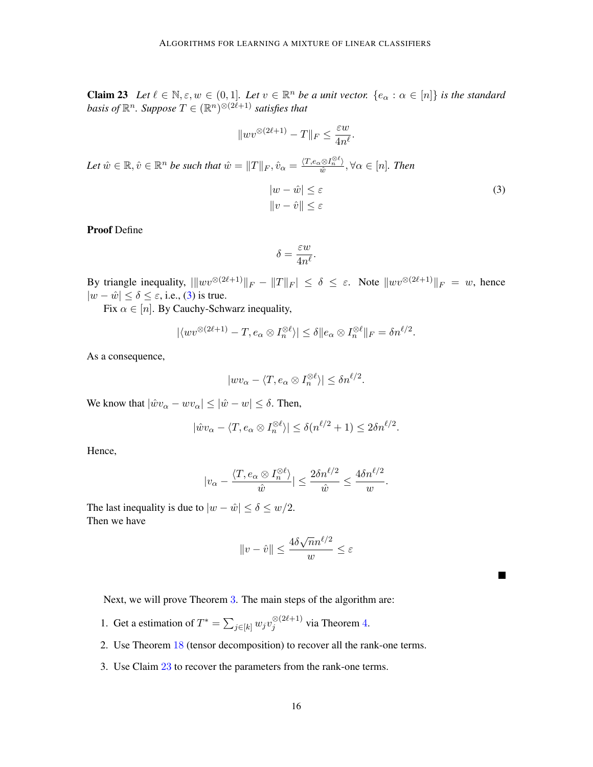**Claim 23** *Let $\ell \in \mathbb{N}, \varepsilon, w \in (0, 1]$. Let $v \in \mathbb{R}^n$ be a unit vector. $\{e_\alpha : \alpha \in [n]\}$ is the standard basis of $\mathbb{R}^n$. Suppose $T \in (\mathbb{R}^n)^{\otimes(2\ell+1)}$ satisfies that*

$$\|wv^{\otimes(2\ell+1)} - T\|_F \leq \frac{\varepsilon w}{4n^\ell}.$$

*Let $\hat{w} \in \mathbb{R}, \hat{v} \in \mathbb{R}^n$ be such that $\hat{w} = \|T\|_F, \hat{v}_\alpha = \frac{\langle T, e_\alpha \otimes I_n^{\otimes \ell}\rangle}{\hat{w}}, \forall \alpha \in [n]$. Then*

$$\begin{aligned} |w - \hat{w}| &\leq \varepsilon \\ \|v - \hat{v}\| &\leq \varepsilon \end{aligned} \tag{3}$$

**Proof** Define

$$\delta = \frac{\varepsilon w}{4n^\ell}.$$

By triangle inequality, $|\|wv^{\otimes(2\ell+1)}\|_F - \|T\|_F| \leq \delta \leq \varepsilon$. Note $\|wv^{\otimes(2\ell+1)}\|_F = w$, hence $|w - \hat{w}| \leq \delta \leq \varepsilon$, i.e., (3) is true.

Fix $\alpha \in [n]$. By Cauchy-Schwarz inequality,

$$|\langle wv^{\otimes(2\ell+1)} - T, e_\alpha \otimes I_n^{\otimes \ell}\rangle| \leq \delta \|e_\alpha \otimes I_n^{\otimes \ell}\|_F = \delta n^{\ell/2}.$$

As a consequence,

$$|wv_\alpha - \langle T, e_\alpha \otimes I_n^{\otimes \ell}\rangle| \leq \delta n^{\ell/2}.$$

We know that $|\hat{w}v_\alpha - wv_\alpha| \leq |\hat{w} - w| \leq \delta$. Then,

$$|\hat{w}v_\alpha - \langle T, e_\alpha \otimes I_n^{\otimes \ell}\rangle| \leq \delta(n^{\ell/2} + 1) \leq 2\delta n^{\ell/2}.$$

Hence,

$$|v_\alpha - \frac{\langle T, e_\alpha \otimes I_n^{\otimes \ell}\rangle}{\hat{w}}| \leq \frac{2\delta n^{\ell/2}}{\hat{w}} \leq \frac{4\delta n^{\ell/2}}{w}.$$

The last inequality is due to $|w - \hat{w}| \leq \delta \leq w/2$.
Then we have

$$\|v - \hat{v}\| \leq \frac{4\delta\sqrt{n}n^{\ell/2}}{w} \leq \varepsilon$$

■

Next, we will prove Theorem 3. The main steps of the algorithm are:

1. Get a estimation of $T^* = \sum_{j\in[k]} w_j v_j^{\otimes(2\ell+1)}$ via Theorem 4.
2. Use Theorem 18 (tensor decomposition) to recover all the rank-one terms.
3. Use Claim 23 to recover the parameters from the rank-one terms.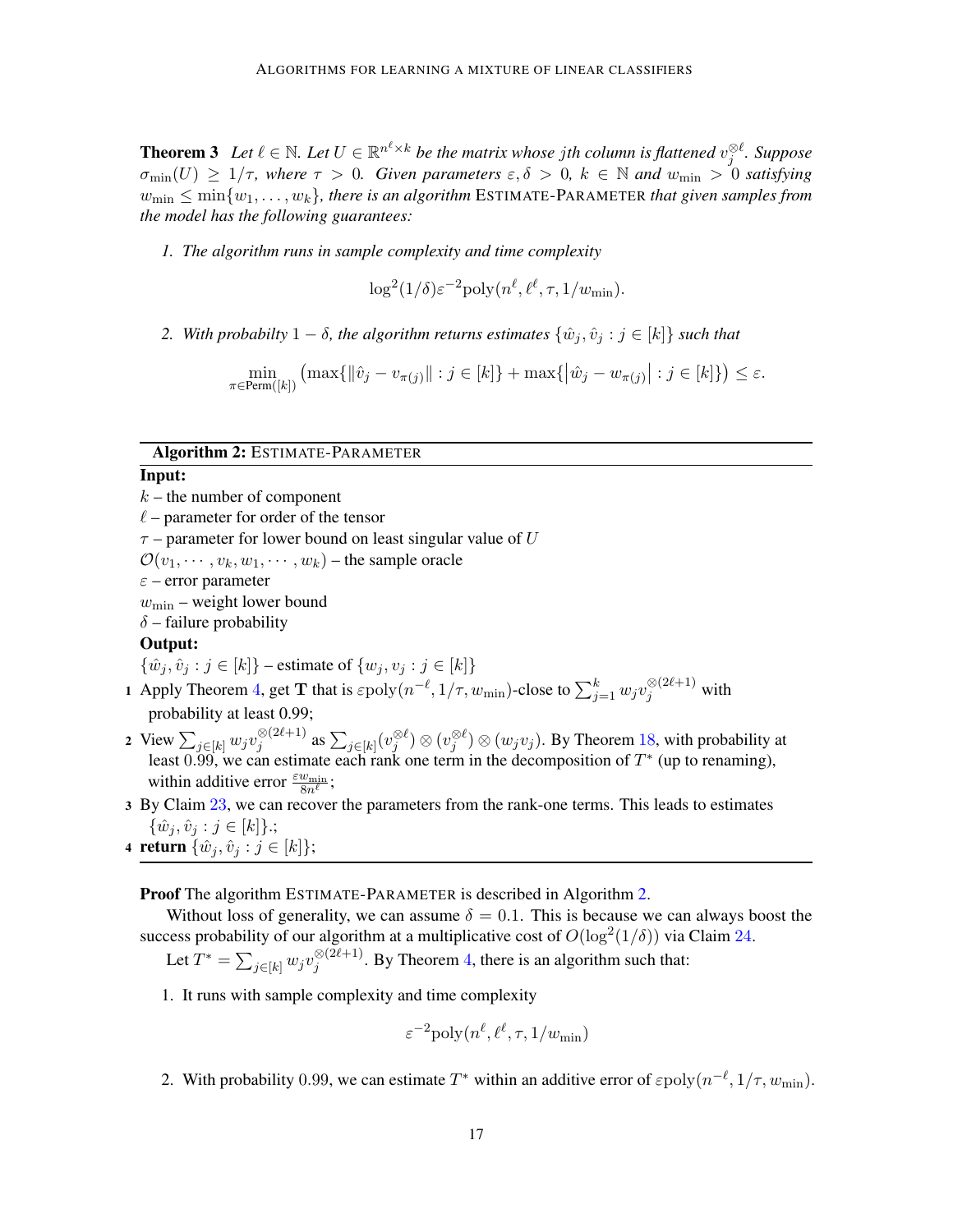**Theorem 3** *Let $\ell \in \mathbb{N}$. Let $U \in \mathbb{R}^{n^\ell \times k}$ be the matrix whose $j$th column is flattened $v_j^{\otimes \ell}$. Suppose $\sigma_{\min}(U) \geq 1/\tau$, where $\tau > 0$. Given parameters $\varepsilon, \delta > 0$, $k \in \mathbb{N}$ and $w_{\min} > 0$ satisfying $w_{\min} \leq \min\{w_1, \ldots, w_k\}$, there is an algorithm* ESTIMATE-PARAMETER *that given samples from the model has the following guarantees:*

1. *The algorithm runs in sample complexity and time complexity*

$$\log^2(1/\delta)\varepsilon^{-2}\mathrm{poly}(n^\ell, \ell^\ell, \tau, 1/w_{\min}).$$

2. *With probabilty $1-\delta$, the algorithm returns estimates $\{\hat{w}_j, \hat{v}_j : j \in [k]\}$ such that*

$$\min_{\pi \in \mathrm{Perm}([k])} \left( \max\{\|\hat{v}_j - v_{\pi(j)}\| : j \in [k]\} + \max\{\left|\hat{w}_j - w_{\pi(j)}\right| : j \in [k]\} \right) \leq \varepsilon.$$

---

**Algorithm 2:** ESTIMATE-PARAMETER

---

**Input:**

$k$ – the number of component

$\ell$ – parameter for order of the tensor

$\tau$ – parameter for lower bound on least singular value of $U$

$\mathcal{O}(v_1, \cdots, v_k, w_1, \cdots, w_k)$ – the sample oracle

$\varepsilon$ – error parameter

$w_{\min}$ – weight lower bound

$\delta$ – failure probability

**Output:**

$\{\hat{w}_j, \hat{v}_j : j \in [k]\}$ – estimate of $\{w_j, v_j : j \in [k]\}$

1 Apply Theorem 4, get $\mathbf{T}$ that is $\varepsilon\mathrm{poly}(n^{-\ell}, 1/\tau, w_{\min})$-close to $\sum_{j=1}^k w_j v_j^{\otimes(2\ell+1)}$ with probability at least 0.99;

2 View $\sum_{j\in[k]} w_j v_j^{\otimes(2\ell+1)}$ as $\sum_{j\in[k]} (v_j^{\otimes \ell}) \otimes (v_j^{\otimes \ell}) \otimes (w_j v_j)$. By Theorem 18, with probability at least 0.99, we can estimate each rank one term in the decomposition of $T^*$ (up to renaming), within additive error $\frac{\varepsilon w_{\min}}{8n^\ell}$;

3 By Claim 23, we can recover the parameters from the rank-one terms. This leads to estimates $\{\hat{w}_j, \hat{v}_j : j \in [k]\}$.;

4 **return** $\{\hat{w}_j, \hat{v}_j : j \in [k]\}$;

---

**Proof** The algorithm ESTIMATE-PARAMETER is described in Algorithm 2.

Without loss of generality, we can assume $\delta = 0.1$. This is because we can always boost the success probability of our algorithm at a multiplicative cost of $O(\log^2(1/\delta))$ via Claim 24.

Let $T^* = \sum_{j\in[k]} w_j v_j^{\otimes(2\ell+1)}$. By Theorem 4, there is an algorithm such that:

1. It runs with sample complexity and time complexity

$$\varepsilon^{-2}\mathrm{poly}(n^\ell, \ell^\ell, \tau, 1/w_{\min})$$

2. With probability 0.99, we can estimate $T^*$ within an additive error of $\varepsilon\mathrm{poly}(n^{-\ell}, 1/\tau, w_{\min})$.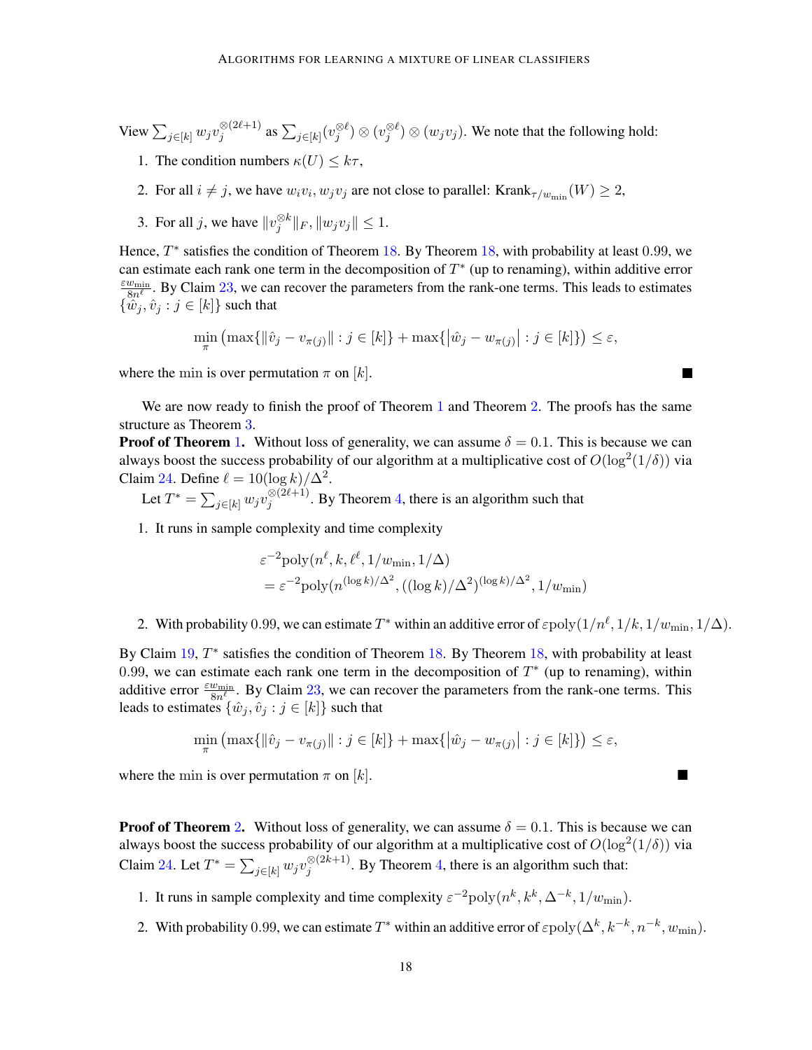View $\sum_{j\in[k]} w_j v_j^{\otimes(2\ell+1)}$ as $\sum_{j\in[k]}(v_j^{\otimes \ell}) \otimes (v_j^{\otimes \ell}) \otimes (w_j v_j)$. We note that the following hold:

1. The condition numbers $\kappa(U) \le k\tau$,
2. For all $i \neq j$, we have $w_i v_i, w_j v_j$ are not close to parallel: $\mathrm{Krank}_{\tau/w_{\min}}(W) \ge 2$,
3. For all $j$, we have $\|v_j^{\otimes k}\|_F, \|w_j v_j\| \le 1$.

Hence, $T^*$ satisfies the condition of Theorem 18. By Theorem 18, with probability at least 0.99, we can estimate each rank one term in the decomposition of $T^*$ (up to renaming), within additive error $\frac{\varepsilon w_{\min}}{8n^\ell}$. By Claim 23, we can recover the parameters from the rank-one terms. This leads to estimates $\{\hat{w}_j, \hat{v}_j : j \in [k]\}$ such that

$$\min_{\pi} \left( \max\{\|\hat{v}_j - v_{\pi(j)}\| : j \in [k]\} + \max\{\left|\hat{w}_j - w_{\pi(j)}\right| : j \in [k]\} \right) \le \varepsilon,$$

where the min is over permutation $\pi$ on $[k]$. ∎

We are now ready to finish the proof of Theorem 1 and Theorem 2. The proofs has the same structure as Theorem 3.

**Proof of Theorem 1.** Without loss of generality, we can assume $\delta = 0.1$. This is because we can always boost the success probability of our algorithm at a multiplicative cost of $O(\log^2(1/\delta))$ via Claim 24. Define $\ell = 10(\log k)/\Delta^2$.

Let $T^* = \sum_{j\in[k]} w_j v_j^{\otimes(2\ell+1)}$. By Theorem 4, there is an algorithm such that

1. It runs in sample complexity and time complexity

$$\begin{aligned}
&\varepsilon^{-2}\mathrm{poly}(n^\ell, k, \ell^\ell, 1/w_{\min}, 1/\Delta) \\
&= \varepsilon^{-2}\mathrm{poly}(n^{(\log k)/\Delta^2}, ((\log k)/\Delta^2)^{(\log k)/\Delta^2}, 1/w_{\min})
\end{aligned}$$

2. With probability 0.99, we can estimate $T^*$ within an additive error of $\varepsilon \mathrm{poly}(1/n^\ell, 1/k, 1/w_{\min}, 1/\Delta)$.

By Claim 19, $T^*$ satisfies the condition of Theorem 18. By Theorem 18, with probability at least 0.99, we can estimate each rank one term in the decomposition of $T^*$ (up to renaming), within additive error $\frac{\varepsilon w_{\min}}{8n^\ell}$. By Claim 23, we can recover the parameters from the rank-one terms. This leads to estimates $\{\hat{w}_j, \hat{v}_j : j \in [k]\}$ such that

$$\min_{\pi} \left( \max\{\|\hat{v}_j - v_{\pi(j)}\| : j \in [k]\} + \max\{\left|\hat{w}_j - w_{\pi(j)}\right| : j \in [k]\} \right) \le \varepsilon,$$

where the min is over permutation $\pi$ on $[k]$. ∎

**Proof of Theorem 2.** Without loss of generality, we can assume $\delta = 0.1$. This is because we can always boost the success probability of our algorithm at a multiplicative cost of $O(\log^2(1/\delta))$ via Claim 24. Let $T^* = \sum_{j\in[k]} w_j v_j^{\otimes(2k+1)}$. By Theorem 4, there is an algorithm such that:

1. It runs in sample complexity and time complexity $\varepsilon^{-2}\mathrm{poly}(n^k, k^k, \Delta^{-k}, 1/w_{\min})$.
2. With probability 0.99, we can estimate $T^*$ within an additive error of $\varepsilon \mathrm{poly}(\Delta^k, k^{-k}, n^{-k}, w_{\min})$.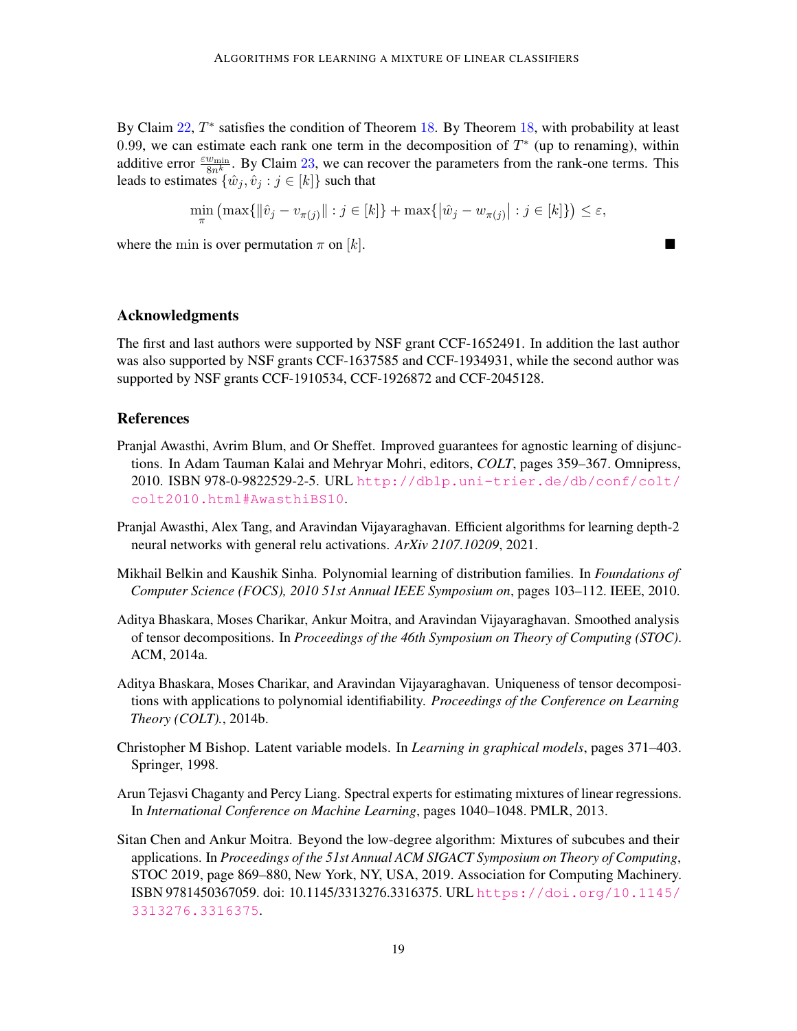By Claim 22, $T^*$ satisfies the condition of Theorem 18. By Theorem 18, with probability at least $0.99$, we can estimate each rank one term in the decomposition of $T^*$ (up to renaming), within additive error $\frac{\varepsilon w_{\min}}{8n^k}$. By Claim 23, we can recover the parameters from the rank-one terms. This leads to estimates $\{\hat{w}_j, \hat{v}_j : j \in [k]\}$ such that

$$\min_{\pi} \left( \max\{\|\hat{v}_j - v_{\pi(j)}\| : j \in [k]\} + \max\{\left|\hat{w}_j - w_{\pi(j)}\right| : j \in [k]\} \right) \leq \varepsilon,$$

where the $\min$ is over permutation $\pi$ on $[k]$. ■

## Acknowledgments

The first and last authors were supported by NSF grant CCF-1652491. In addition the last author was also supported by NSF grants CCF-1637585 and CCF-1934931, while the second author was supported by NSF grants CCF-1910534, CCF-1926872 and CCF-2045128.

## References

Pranjal Awasthi, Avrim Blum, and Or Sheffet. Improved guarantees for agnostic learning of disjunctions. In Adam Tauman Kalai and Mehryar Mohri, editors, *COLT*, pages 359–367. Omnipress, 2010. ISBN 978-0-9822529-2-5. URL http://dblp.uni-trier.de/db/conf/colt/colt2010.html#AwasthiBS10.

Pranjal Awasthi, Alex Tang, and Aravindan Vijayaraghavan. Efficient algorithms for learning depth-2 neural networks with general relu activations. *ArXiv 2107.10209*, 2021.

Mikhail Belkin and Kaushik Sinha. Polynomial learning of distribution families. In *Foundations of Computer Science (FOCS), 2010 51st Annual IEEE Symposium on*, pages 103–112. IEEE, 2010.

Aditya Bhaskara, Moses Charikar, Ankur Moitra, and Aravindan Vijayaraghavan. Smoothed analysis of tensor decompositions. In *Proceedings of the 46th Symposium on Theory of Computing (STOC)*. ACM, 2014a.

Aditya Bhaskara, Moses Charikar, and Aravindan Vijayaraghavan. Uniqueness of tensor decompositions with applications to polynomial identifiability. *Proceedings of the Conference on Learning Theory (COLT).*, 2014b.

Christopher M Bishop. Latent variable models. In *Learning in graphical models*, pages 371–403. Springer, 1998.

Arun Tejasvi Chaganty and Percy Liang. Spectral experts for estimating mixtures of linear regressions. In *International Conference on Machine Learning*, pages 1040–1048. PMLR, 2013.

Sitan Chen and Ankur Moitra. Beyond the low-degree algorithm: Mixtures of subcubes and their applications. In *Proceedings of the 51st Annual ACM SIGACT Symposium on Theory of Computing*, STOC 2019, page 869–880, New York, NY, USA, 2019. Association for Computing Machinery. ISBN 9781450367059. doi: 10.1145/3313276.3316375. URL https://doi.org/10.1145/3313276.3316375.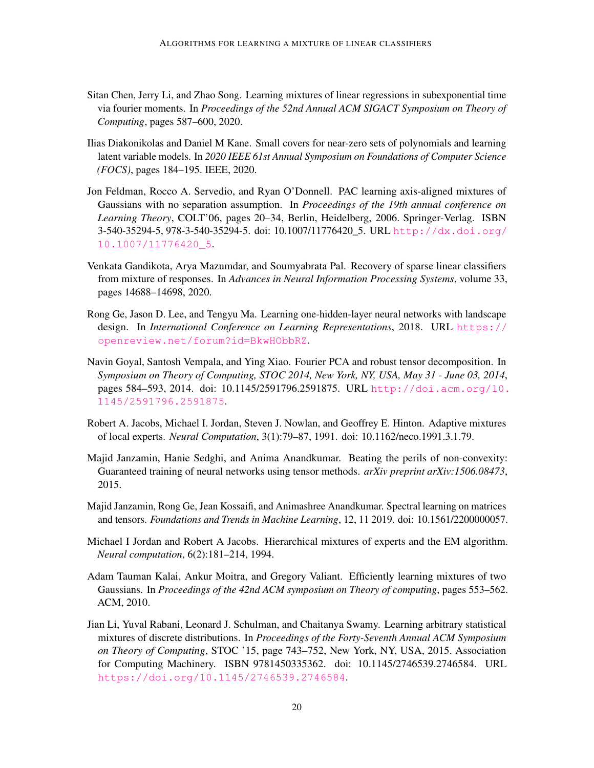Sitan Chen, Jerry Li, and Zhao Song. Learning mixtures of linear regressions in subexponential time via fourier moments. In *Proceedings of the 52nd Annual ACM SIGACT Symposium on Theory of Computing*, pages 587–600, 2020.

Ilias Diakonikolas and Daniel M Kane. Small covers for near-zero sets of polynomials and learning latent variable models. In *2020 IEEE 61st Annual Symposium on Foundations of Computer Science (FOCS)*, pages 184–195. IEEE, 2020.

Jon Feldman, Rocco A. Servedio, and Ryan O'Donnell. PAC learning axis-aligned mixtures of Gaussians with no separation assumption. In *Proceedings of the 19th annual conference on Learning Theory*, COLT'06, pages 20–34, Berlin, Heidelberg, 2006. Springer-Verlag. ISBN 3-540-35294-5, 978-3-540-35294-5. doi: 10.1007/11776420_5. URL http://dx.doi.org/10.1007/11776420_5.

Venkata Gandikota, Arya Mazumdar, and Soumyabrata Pal. Recovery of sparse linear classifiers from mixture of responses. In *Advances in Neural Information Processing Systems*, volume 33, pages 14688–14698, 2020.

Rong Ge, Jason D. Lee, and Tengyu Ma. Learning one-hidden-layer neural networks with landscape design. In *International Conference on Learning Representations*, 2018. URL https://openreview.net/forum?id=BkwHObbRZ.

Navin Goyal, Santosh Vempala, and Ying Xiao. Fourier PCA and robust tensor decomposition. In *Symposium on Theory of Computing, STOC 2014, New York, NY, USA, May 31 - June 03, 2014*, pages 584–593, 2014. doi: 10.1145/2591796.2591875. URL http://doi.acm.org/10.1145/2591796.2591875.

Robert A. Jacobs, Michael I. Jordan, Steven J. Nowlan, and Geoffrey E. Hinton. Adaptive mixtures of local experts. *Neural Computation*, 3(1):79–87, 1991. doi: 10.1162/neco.1991.3.1.79.

Majid Janzamin, Hanie Sedghi, and Anima Anandkumar. Beating the perils of non-convexity: Guaranteed training of neural networks using tensor methods. *arXiv preprint arXiv:1506.08473*, 2015.

Majid Janzamin, Rong Ge, Jean Kossaifi, and Animashree Anandkumar. Spectral learning on matrices and tensors. *Foundations and Trends in Machine Learning*, 12, 11 2019. doi: 10.1561/2200000057.

Michael I Jordan and Robert A Jacobs. Hierarchical mixtures of experts and the EM algorithm. *Neural computation*, 6(2):181–214, 1994.

Adam Tauman Kalai, Ankur Moitra, and Gregory Valiant. Efficiently learning mixtures of two Gaussians. In *Proceedings of the 42nd ACM symposium on Theory of computing*, pages 553–562. ACM, 2010.

Jian Li, Yuval Rabani, Leonard J. Schulman, and Chaitanya Swamy. Learning arbitrary statistical mixtures of discrete distributions. In *Proceedings of the Forty-Seventh Annual ACM Symposium on Theory of Computing*, STOC '15, page 743–752, New York, NY, USA, 2015. Association for Computing Machinery. ISBN 9781450335362. doi: 10.1145/2746539.2746584. URL https://doi.org/10.1145/2746539.2746584.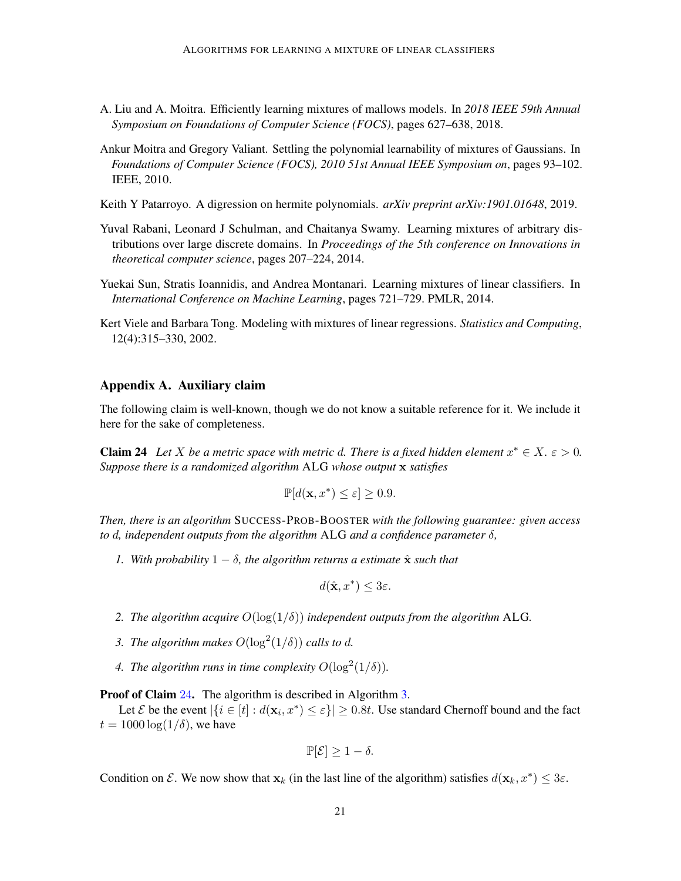A. Liu and A. Moitra. Efficiently learning mixtures of mallows models. In *2018 IEEE 59th Annual Symposium on Foundations of Computer Science (FOCS)*, pages 627–638, 2018.

Ankur Moitra and Gregory Valiant. Settling the polynomial learnability of mixtures of Gaussians. In *Foundations of Computer Science (FOCS), 2010 51st Annual IEEE Symposium on*, pages 93–102. IEEE, 2010.

Keith Y Patarroyo. A digression on hermite polynomials. *arXiv preprint arXiv:1901.01648*, 2019.

Yuval Rabani, Leonard J Schulman, and Chaitanya Swamy. Learning mixtures of arbitrary distributions over large discrete domains. In *Proceedings of the 5th conference on Innovations in theoretical computer science*, pages 207–224, 2014.

Yuekai Sun, Stratis Ioannidis, and Andrea Montanari. Learning mixtures of linear classifiers. In *International Conference on Machine Learning*, pages 721–729. PMLR, 2014.

Kert Viele and Barbara Tong. Modeling with mixtures of linear regressions. *Statistics and Computing*, 12(4):315–330, 2002.

## Appendix A. Auxiliary claim

The following claim is well-known, though we do not know a suitable reference for it. We include it here for the sake of completeness.

**Claim 24** *Let $X$ be a metric space with metric $d$. There is a fixed hidden element $x^* \in X$. $\varepsilon > 0$. Suppose there is a randomized algorithm* ALG *whose output $\mathbf{x}$ satisfies*

$$\mathbb{P}[d(\mathbf{x}, x^*) \leq \varepsilon] \geq 0.9.$$

*Then, there is an algorithm* SUCCESS-PROB-BOOSTER *with the following guarantee: given access to $d$, independent outputs from the algorithm* ALG *and a confidence parameter $\delta$,*

1. *With probability $1 - \delta$, the algorithm returns a estimate $\hat{\mathbf{x}}$ such that*

$$d(\hat{\mathbf{x}}, x^*) \leq 3\varepsilon.$$

2. *The algorithm acquire $O(\log(1/\delta))$ independent outputs from the algorithm* ALG.
3. *The algorithm makes $O(\log^2(1/\delta))$ calls to $d$.*
4. *The algorithm runs in time complexity $O(\log^2(1/\delta))$.*

**Proof of Claim 24.** The algorithm is described in Algorithm 3.

Let $\mathcal{E}$ be the event $|\{i \in [t] : d(\mathbf{x}_i, x^*) \leq \varepsilon\}| \geq 0.8t$. Use standard Chernoff bound and the fact $t = 1000 \log(1/\delta)$, we have

$$\mathbb{P}[\mathcal{E}] \geq 1 - \delta.$$

Condition on $\mathcal{E}$. We now show that $\mathbf{x}_k$ (in the last line of the algorithm) satisfies $d(\mathbf{x}_k, x^*) \leq 3\varepsilon$.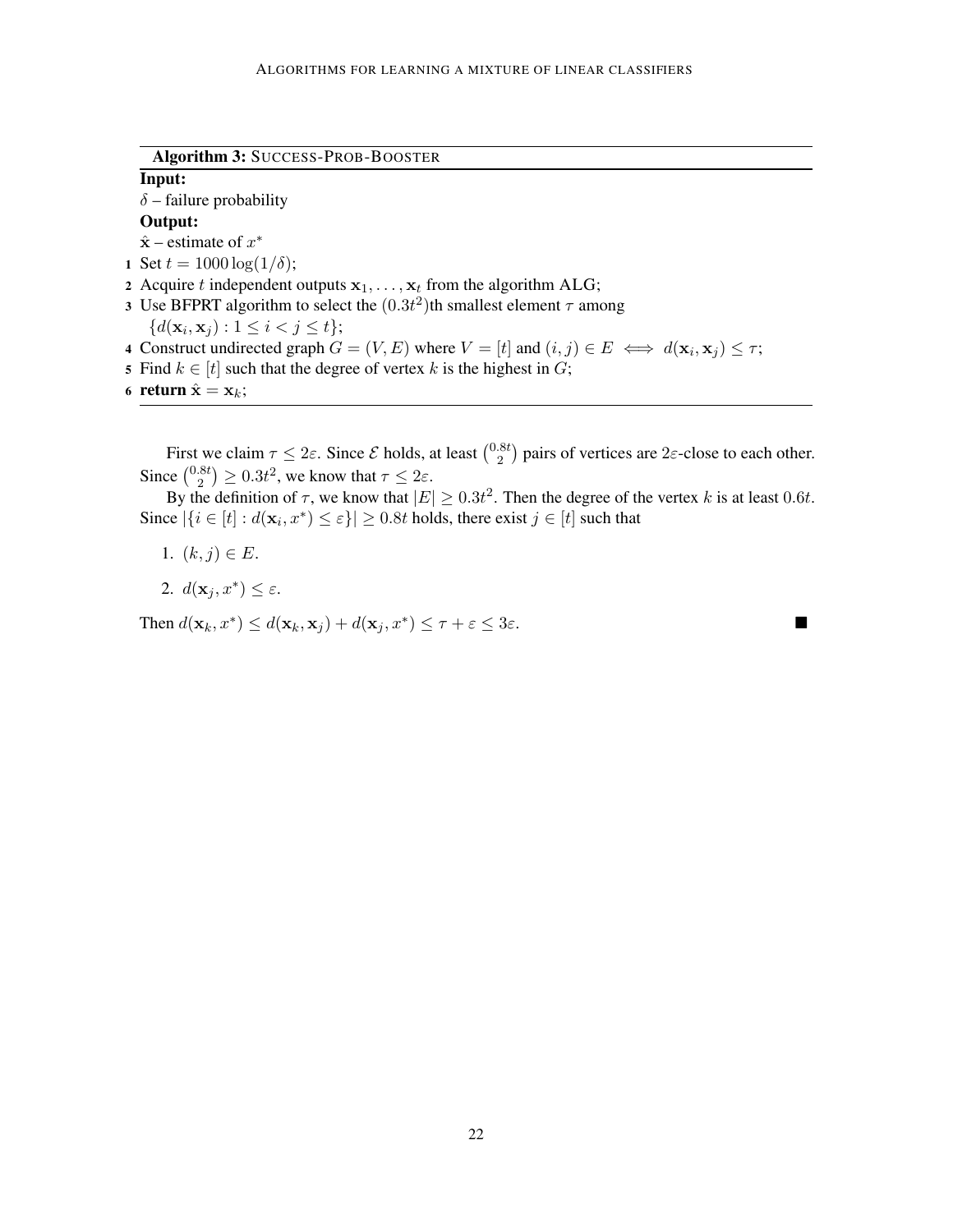**Algorithm 3:** SUCCESS-PROB-BOOSTER

**Input:**

$\delta$ – failure probability

**Output:**

$\hat{\mathbf{x}}$ – estimate of $x^*$

1. Set $t = 1000 \log(1/\delta)$;
2. Acquire $t$ independent outputs $\mathbf{x}_1, \ldots, \mathbf{x}_t$ from the algorithm ALG;
3. Use BFPRT algorithm to select the $(0.3t^2)$th smallest element $\tau$ among $\{d(\mathbf{x}_i, \mathbf{x}_j) : 1 \leq i < j \leq t\}$;
4. Construct undirected graph $G = (V, E)$ where $V = [t]$ and $(i, j) \in E \iff d(\mathbf{x}_i, \mathbf{x}_j) \leq \tau$;
5. Find $k \in [t]$ such that the degree of vertex $k$ is the highest in $G$;
6. **return** $\hat{\mathbf{x}} = \mathbf{x}_k$;

First we claim $\tau \leq 2\varepsilon$. Since $\mathcal{E}$ holds, at least $\binom{0.8t}{2}$ pairs of vertices are $2\varepsilon$-close to each other. Since $\binom{0.8t}{2} \geq 0.3t^2$, we know that $\tau \leq 2\varepsilon$.

By the definition of $\tau$, we know that $|E| \geq 0.3t^2$. Then the degree of the vertex $k$ is at least $0.6t$. Since $|\{i \in [t] : d(\mathbf{x}_i, x^*) \leq \varepsilon\}| \geq 0.8t$ holds, there exist $j \in [t]$ such that

1. $(k, j) \in E$.
2. $d(\mathbf{x}_j, x^*) \leq \varepsilon$.

Then $d(\mathbf{x}_k, x^*) \leq d(\mathbf{x}_k, \mathbf{x}_j) + d(\mathbf{x}_j, x^*) \leq \tau + \varepsilon \leq 3\varepsilon$. ■